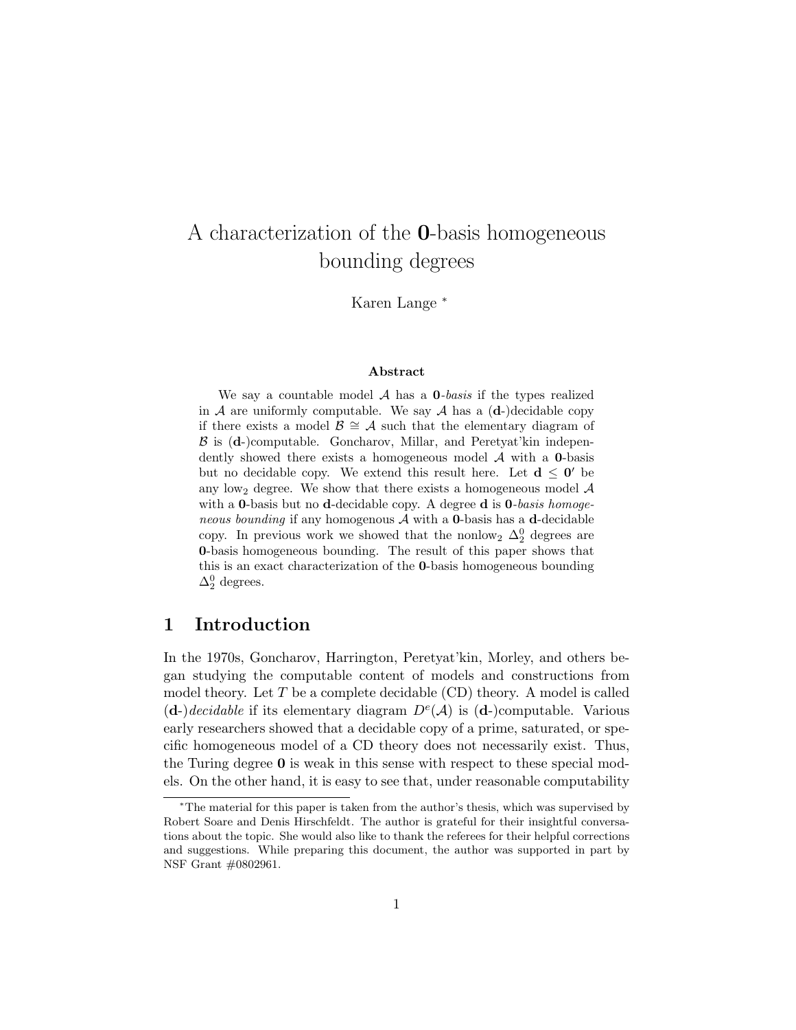# A characterization of the $\mathbf{0}$-basis homogeneous bounding degrees

Karen Lange [*]

### Abstract

We say a countable model $\mathcal{A}$ has a $\mathbf{0}$-*basis* if the types realized in $\mathcal{A}$ are uniformly computable. We say $\mathcal{A}$ has a ($\mathbf{d}$-)decidable copy if there exists a model $\mathcal{B} \cong \mathcal{A}$ such that the elementary diagram of $\mathcal{B}$ is ($\mathbf{d}$-)computable. Goncharov, Millar, and Peretyat'kin independently showed there exists a homogeneous model $\mathcal{A}$ with a $\mathbf{0}$-basis but no decidable copy. We extend this result here. Let $\mathbf{d} \leq \mathbf{0}'$ be any low$_2$ degree. We show that there exists a homogeneous model $\mathcal{A}$ with a $\mathbf{0}$-basis but no $\mathbf{d}$-decidable copy. A degree $\mathbf{d}$ is $\mathbf{0}$-*basis homogeneous bounding* if any homogenous $\mathcal{A}$ with a $\mathbf{0}$-basis has a $\mathbf{d}$-decidable copy. In previous work we showed that the nonlow$_2$ $\Delta^0_2$ degrees are $\mathbf{0}$-basis homogeneous bounding. The result of this paper shows that this is an exact characterization of the $\mathbf{0}$-basis homogeneous bounding $\Delta^0_2$ degrees.

## 1 Introduction

In the 1970s, Goncharov, Harrington, Peretyat'kin, Morley, and others began studying the computable content of models and constructions from model theory. Let $T$ be a complete decidable (CD) theory. A model is called ($\mathbf{d}$-)*decidable* if its elementary diagram $D^e(\mathcal{A})$ is ($\mathbf{d}$-)computable. Various early researchers showed that a decidable copy of a prime, saturated, or specific homogeneous model of a CD theory does not necessarily exist. Thus, the Turing degree $\mathbf{0}$ is weak in this sense with respect to these special models. On the other hand, it is easy to see that, under reasonable computability

---

[*] The material for this paper is taken from the author's thesis, which was supervised by Robert Soare and Denis Hirschfeldt. The author is grateful for their insightful conversations about the topic. She would also like to thank the referees for their helpful corrections and suggestions. While preparing this document, the author was supported in part by NSF Grant #0802961.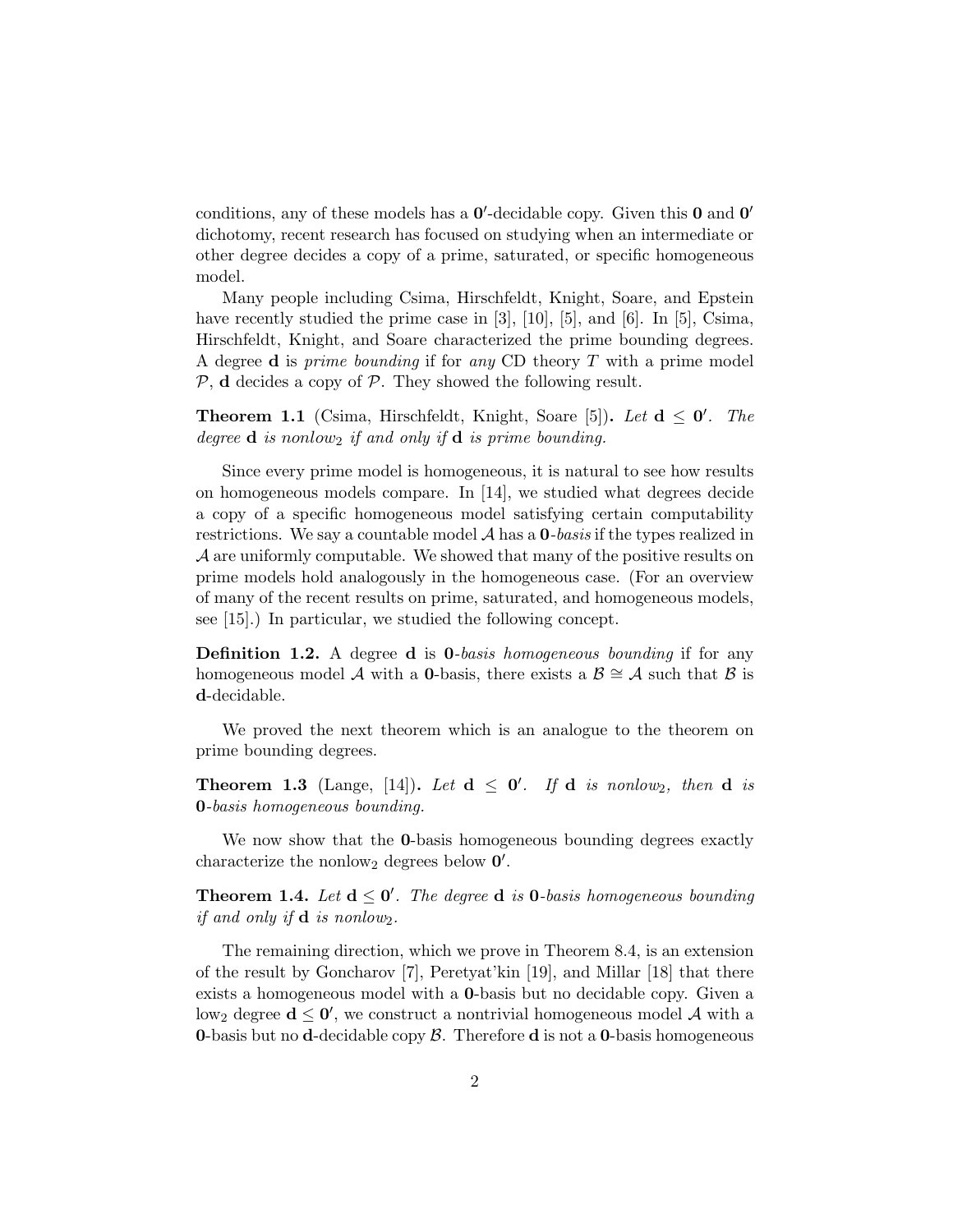conditions, any of these models has a $\mathbf{0}'$-decidable copy. Given this $\mathbf{0}$ and $\mathbf{0}'$ dichotomy, recent research has focused on studying when an intermediate or other degree decides a copy of a prime, saturated, or specific homogeneous model.

Many people including Csima, Hirschfeldt, Knight, Soare, and Epstein have recently studied the prime case in [3], [10], [5], and [6]. In [5], Csima, Hirschfeldt, Knight, and Soare characterized the prime bounding degrees. A degree $\mathbf{d}$ is *prime bounding* if for *any* CD theory $T$ with a prime model $\mathcal{P}$, $\mathbf{d}$ decides a copy of $\mathcal{P}$. They showed the following result.

**Theorem 1.1** (Csima, Hirschfeldt, Knight, Soare [5])**.** *Let* $\mathbf{d} \leq \mathbf{0}'$*. The degree* $\mathbf{d}$ *is nonlow*$_2$ *if and only if* $\mathbf{d}$ *is prime bounding.*

Since every prime model is homogeneous, it is natural to see how results on homogeneous models compare. In [14], we studied what degrees decide a copy of a specific homogeneous model satisfying certain computability restrictions. We say a countable model $\mathcal{A}$ has a $\mathbf{0}$*-basis* if the types realized in $\mathcal{A}$ are uniformly computable. We showed that many of the positive results on prime models hold analogously in the homogeneous case. (For an overview of many of the recent results on prime, saturated, and homogeneous models, see [15].) In particular, we studied the following concept.

**Definition 1.2.** A degree $\mathbf{d}$ is $\mathbf{0}$*-basis homogeneous bounding* if for any homogeneous model $\mathcal{A}$ with a $\mathbf{0}$-basis, there exists a $\mathcal{B} \cong \mathcal{A}$ such that $\mathcal{B}$ is $\mathbf{d}$-decidable.

We proved the next theorem which is an analogue to the theorem on prime bounding degrees.

**Theorem 1.3** (Lange, [14])**.** *Let* $\mathbf{d} \leq \mathbf{0}'$*. If* $\mathbf{d}$ *is nonlow*$_2$*, then* $\mathbf{d}$ *is* $\mathbf{0}$*-basis homogeneous bounding.*

We now show that the $\mathbf{0}$-basis homogeneous bounding degrees exactly characterize the nonlow$_2$ degrees below $\mathbf{0}'$.

**Theorem 1.4.** *Let* $\mathbf{d} \leq \mathbf{0}'$*. The degree* $\mathbf{d}$ *is* $\mathbf{0}$*-basis homogeneous bounding if and only if* $\mathbf{d}$ *is nonlow*$_2$*.*

The remaining direction, which we prove in Theorem 8.4, is an extension of the result by Goncharov [7], Peretyat'kin [19], and Millar [18] that there exists a homogeneous model with a $\mathbf{0}$-basis but no decidable copy. Given a low$_2$ degree $\mathbf{d} \leq \mathbf{0}'$, we construct a nontrivial homogeneous model $\mathcal{A}$ with a $\mathbf{0}$-basis but no $\mathbf{d}$-decidable copy $\mathcal{B}$. Therefore $\mathbf{d}$ is not a $\mathbf{0}$-basis homogeneous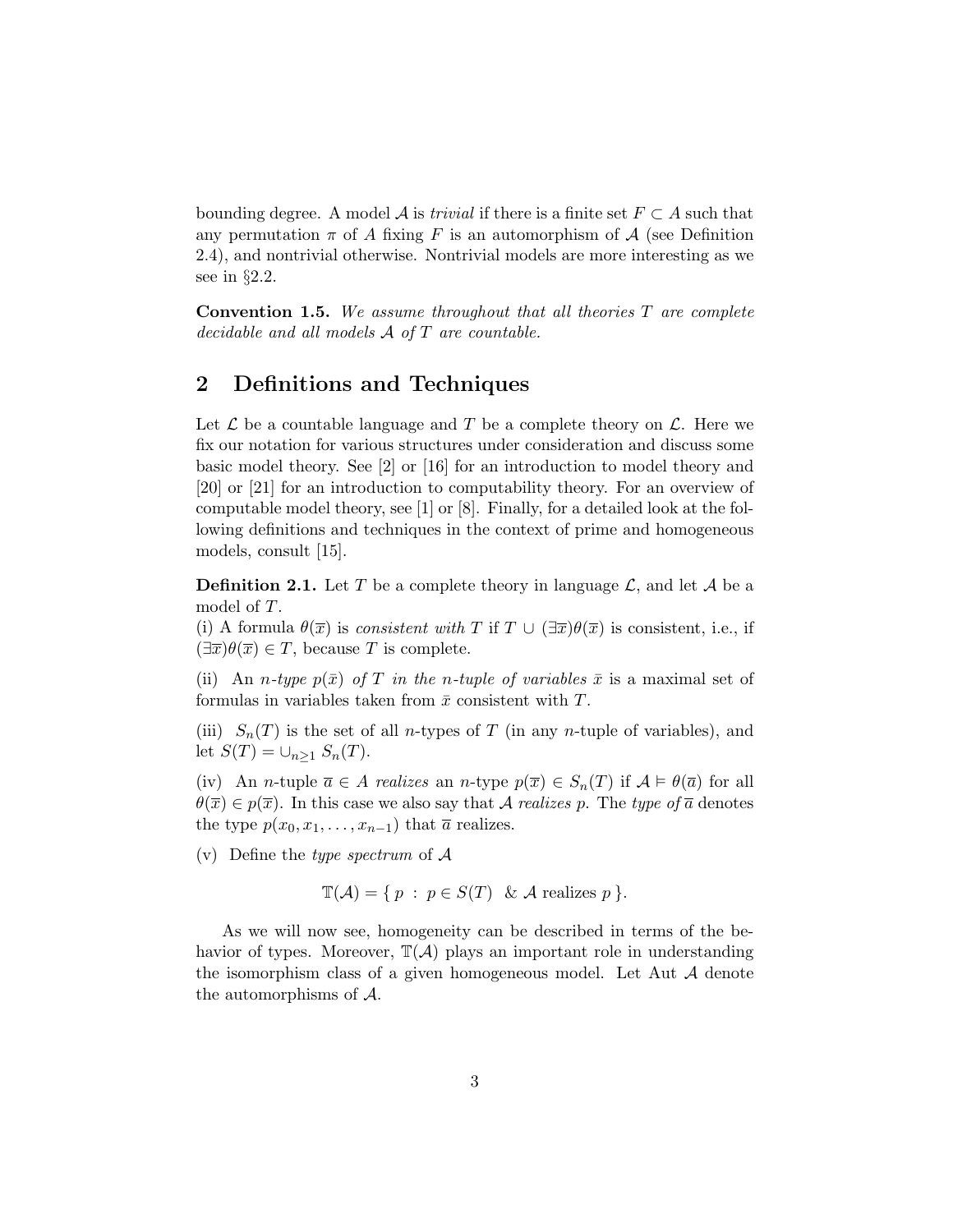bounding degree. A model $\mathcal{A}$ is *trivial* if there is a finite set $F \subset A$ such that any permutation $\pi$ of $A$ fixing $F$ is an automorphism of $\mathcal{A}$ (see Definition 2.4), and nontrivial otherwise. Nontrivial models are more interesting as we see in §2.2.

**Convention 1.5.** *We assume throughout that all theories $T$ are complete decidable and all models $\mathcal{A}$ of $T$ are countable.*

## 2 Definitions and Techniques

Let $\mathcal{L}$ be a countable language and $T$ be a complete theory on $\mathcal{L}$. Here we fix our notation for various structures under consideration and discuss some basic model theory. See [2] or [16] for an introduction to model theory and [20] or [21] for an introduction to computability theory. For an overview of computable model theory, see [1] or [8]. Finally, for a detailed look at the following definitions and techniques in the context of prime and homogeneous models, consult [15].

**Definition 2.1.** Let $T$ be a complete theory in language $\mathcal{L}$, and let $\mathcal{A}$ be a model of $T$.
(i) A formula $\theta(\overline{x})$ is *consistent with* $T$ if $T \cup (\exists\overline{x})\theta(\overline{x})$ is consistent, i.e., if $(\exists\overline{x})\theta(\overline{x}) \in T$, because $T$ is complete.

(ii) An *$n$-type $p(\bar{x})$ of $T$ in the $n$-tuple of variables $\bar{x}$* is a maximal set of formulas in variables taken from $\bar{x}$ consistent with $T$.

(iii) $S_n(T)$ is the set of all $n$-types of $T$ (in any $n$-tuple of variables), and let $S(T) = \cup_{n\geq 1} S_n(T)$.

(iv) An $n$-tuple $\overline{a} \in A$ *realizes* an $n$-type $p(\overline{x}) \in S_n(T)$ if $\mathcal{A} \vDash \theta(\overline{a})$ for all $\theta(\overline{x}) \in p(\overline{x})$. In this case we also say that $\mathcal{A}$ *realizes* $p$. The *type of* $\overline{a}$ denotes the type $p(x_0, x_1, \ldots, x_{n-1})$ that $\overline{a}$ realizes.

(v) Define the *type spectrum* of $\mathcal{A}$

$$\mathbb{T}(\mathcal{A}) = \{\, p \;:\; p \in S(T) \;\; \& \; \mathcal{A} \text{ realizes } p \,\}.$$

As we will now see, homogeneity can be described in terms of the behavior of types. Moreover, $\mathbb{T}(\mathcal{A})$ plays an important role in understanding the isomorphism class of a given homogeneous model. Let Aut $\mathcal{A}$ denote the automorphisms of $\mathcal{A}$.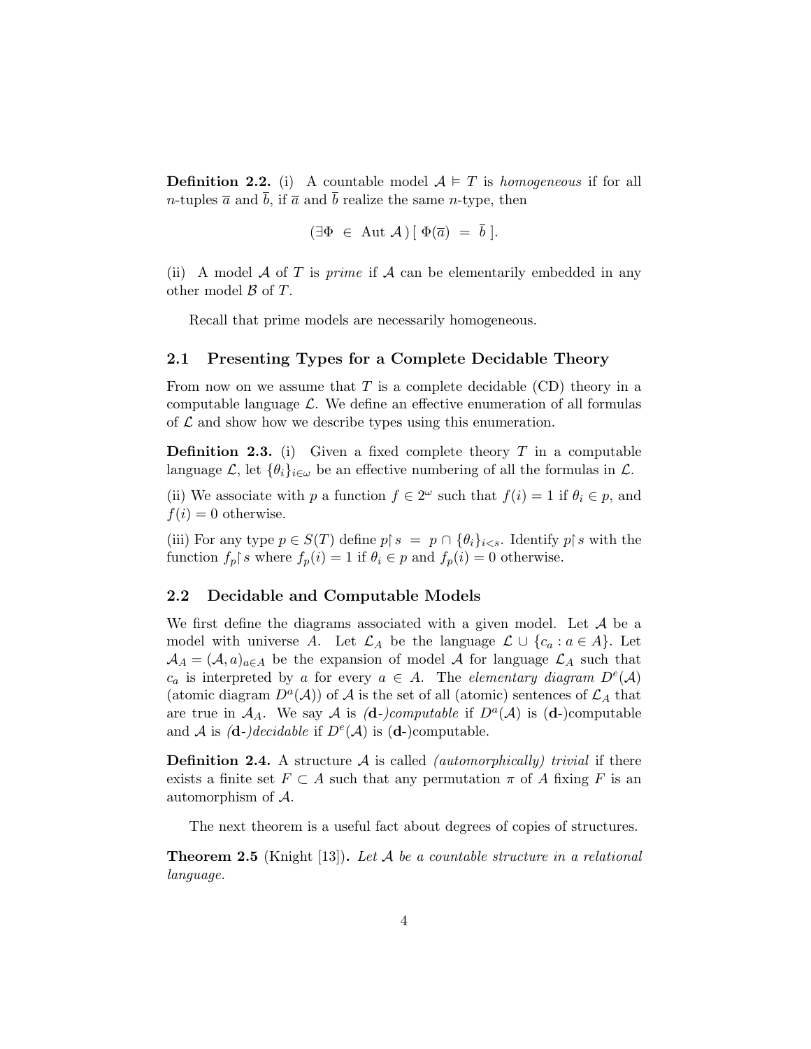**Definition 2.2.** (i) A countable model $\mathcal{A} \models T$ is *homogeneous* if for all $n$-tuples $\overline{a}$ and $\overline{b}$, if $\overline{a}$ and $\overline{b}$ realize the same $n$-type, then

$$(\exists \Phi \in \text{Aut } \mathcal{A}) [\, \Phi(\overline{a}) = \overline{b} \,].$$

(ii) A model $\mathcal{A}$ of $T$ is *prime* if $\mathcal{A}$ can be elementarily embedded in any other model $\mathcal{B}$ of $T$.

Recall that prime models are necessarily homogeneous.

## 2.1 Presenting Types for a Complete Decidable Theory

From now on we assume that $T$ is a complete decidable (CD) theory in a computable language $\mathcal{L}$. We define an effective enumeration of all formulas of $\mathcal{L}$ and show how we describe types using this enumeration.

**Definition 2.3.** (i) Given a fixed complete theory $T$ in a computable language $\mathcal{L}$, let $\{\theta_i\}_{i\in\omega}$ be an effective numbering of all the formulas in $\mathcal{L}$.

(ii) We associate with $p$ a function $f \in 2^\omega$ such that $f(i) = 1$ if $\theta_i \in p$, and $f(i) = 0$ otherwise.

(iii) For any type $p \in S(T)$ define $p\!\restriction\! s = p \cap \{\theta_i\}_{i<s}$. Identify $p\!\restriction\! s$ with the function $f_p\!\restriction\! s$ where $f_p(i) = 1$ if $\theta_i \in p$ and $f_p(i) = 0$ otherwise.

## 2.2 Decidable and Computable Models

We first define the diagrams associated with a given model. Let $\mathcal{A}$ be a model with universe $A$. Let $\mathcal{L}_A$ be the language $\mathcal{L} \cup \{c_a : a \in A\}$. Let $\mathcal{A}_A = (\mathcal{A}, a)_{a\in A}$ be the expansion of model $\mathcal{A}$ for language $\mathcal{L}_A$ such that $c_a$ is interpreted by $a$ for every $a \in A$. The *elementary diagram* $D^e(\mathcal{A})$ (*atomic diagram* $D^a(\mathcal{A})$) of $\mathcal{A}$ is the set of all (atomic) sentences of $\mathcal{L}_A$ that are true in $\mathcal{A}_A$. We say $\mathcal{A}$ is *(**d**-)computable* if $D^a(\mathcal{A})$ is (**d**-)computable and $\mathcal{A}$ is *(**d**-)decidable* if $D^e(\mathcal{A})$ is (**d**-)computable.

**Definition 2.4.** A structure $\mathcal{A}$ is called *(automorphically) trivial* if there exists a finite set $F \subset A$ such that any permutation $\pi$ of $A$ fixing $F$ is an automorphism of $\mathcal{A}$.

The next theorem is a useful fact about degrees of copies of structures.

**Theorem 2.5** (Knight [13]). *Let $\mathcal{A}$ be a countable structure in a relational language.*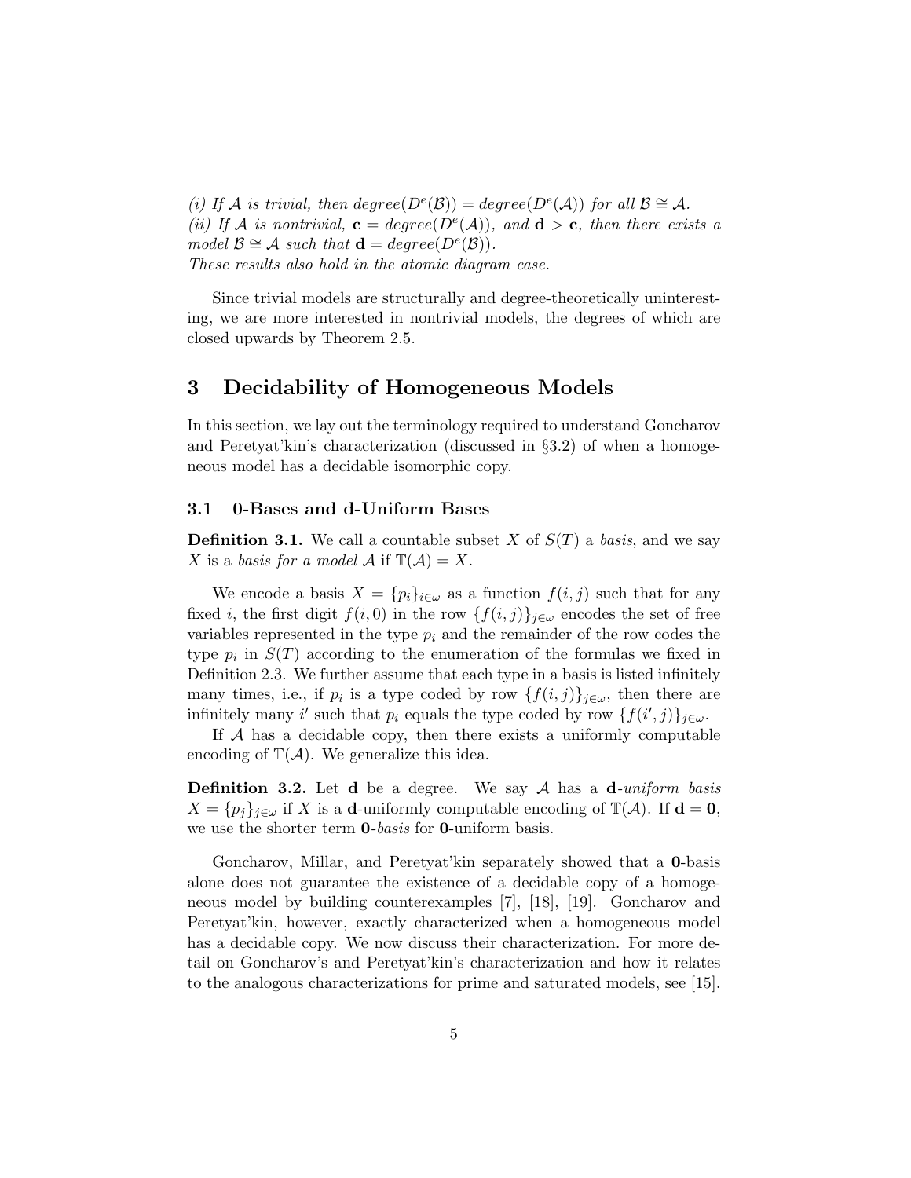*(i) If $\mathcal{A}$ is trivial, then degree($D^e(\mathcal{B})$) = degree($D^e(\mathcal{A})$) for all $\mathcal{B} \cong \mathcal{A}$.*
*(ii) If $\mathcal{A}$ is nontrivial, $\mathbf{c}$ = degree($D^e(\mathcal{A})$), and $\mathbf{d} > \mathbf{c}$, then there exists a model $\mathcal{B} \cong \mathcal{A}$ such that $\mathbf{d}$ = degree($D^e(\mathcal{B})$).*
*These results also hold in the atomic diagram case.*

Since trivial models are structurally and degree-theoretically uninteresting, we are more interested in nontrivial models, the degrees of which are closed upwards by Theorem 2.5.

## 3 Decidability of Homogeneous Models

In this section, we lay out the terminology required to understand Goncharov and Peretyat'kin's characterization (discussed in §3.2) of when a homogeneous model has a decidable isomorphic copy.

### 3.1 0-Bases and d-Uniform Bases

**Definition 3.1.** We call a countable subset $X$ of $S(T)$ a *basis*, and we say $X$ is a *basis for a model* $\mathcal{A}$ if $\mathbb{T}(\mathcal{A}) = X$.

We encode a basis $X = \{p_i\}_{i\in\omega}$ as a function $f(i,j)$ such that for any fixed $i$, the first digit $f(i,0)$ in the row $\{f(i,j)\}_{j\in\omega}$ encodes the set of free variables represented in the type $p_i$ and the remainder of the row codes the type $p_i$ in $S(T)$ according to the enumeration of the formulas we fixed in Definition 2.3. We further assume that each type in a basis is listed infinitely many times, i.e., if $p_i$ is a type coded by row $\{f(i,j)\}_{j\in\omega}$, then there are infinitely many $i'$ such that $p_i$ equals the type coded by row $\{f(i',j)\}_{j\in\omega}$.

If $\mathcal{A}$ has a decidable copy, then there exists a uniformly computable encoding of $\mathbb{T}(\mathcal{A})$. We generalize this idea.

**Definition 3.2.** Let $\mathbf{d}$ be a degree. We say $\mathcal{A}$ has a $\mathbf{d}$*-uniform basis* $X = \{p_j\}_{j\in\omega}$ if $X$ is a $\mathbf{d}$-uniformly computable encoding of $\mathbb{T}(\mathcal{A})$. If $\mathbf{d} = \mathbf{0}$, we use the shorter term $\mathbf{0}$*-basis* for $\mathbf{0}$-uniform basis.

Goncharov, Millar, and Peretyat'kin separately showed that a $\mathbf{0}$-basis alone does not guarantee the existence of a decidable copy of a homogeneous model by building counterexamples [7], [18], [19]. Goncharov and Peretyat'kin, however, exactly characterized when a homogeneous model has a decidable copy. We now discuss their characterization. For more detail on Goncharov's and Peretyat'kin's characterization and how it relates to the analogous characterizations for prime and saturated models, see [15].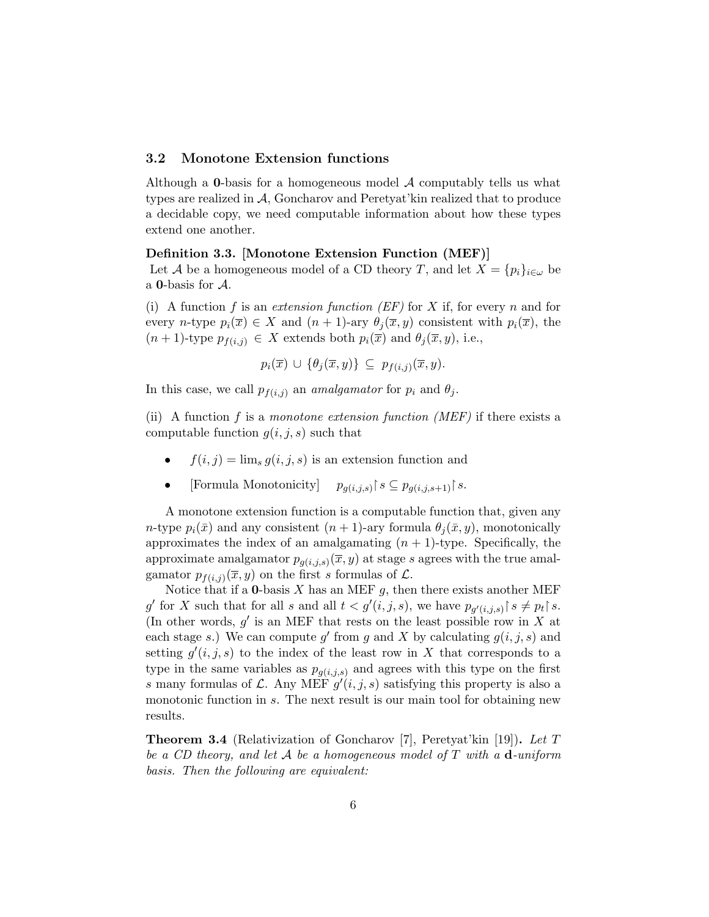### 3.2 Monotone Extension functions

Although a $\mathbf{0}$-basis for a homogeneous model $\mathcal{A}$ computably tells us what types are realized in $\mathcal{A}$, Goncharov and Peretyat'kin realized that to produce a decidable copy, we need computable information about how these types extend one another.

**Definition 3.3. [Monotone Extension Function (MEF)]**
Let $\mathcal{A}$ be a homogeneous model of a CD theory $T$, and let $X = \{p_i\}_{i\in\omega}$ be a $\mathbf{0}$-basis for $\mathcal{A}$.

(i) A function $f$ is an *extension function (EF)* for $X$ if, for every $n$ and for every $n$-type $p_i(\overline{x}) \in X$ and $(n+1)$-ary $\theta_j(\overline{x}, y)$ consistent with $p_i(\overline{x})$, the $(n+1)$-type $p_{f(i,j)} \in X$ extends both $p_i(\overline{x})$ and $\theta_j(\overline{x}, y)$, i.e.,

$$p_i(\overline{x}) \cup \{\theta_j(\overline{x}, y)\} \subseteq p_{f(i,j)}(\overline{x}, y).$$

In this case, we call $p_{f(i,j)}$ an *amalgamator* for $p_i$ and $\theta_j$.

(ii) A function $f$ is a *monotone extension function (MEF)* if there exists a computable function $g(i, j, s)$ such that

- $f(i, j) = \lim_s g(i, j, s)$ is an extension function and
- [Formula Monotonicity] $\quad p_{g(i,j,s)}\restriction s \subseteq p_{g(i,j,s+1)}\restriction s$.

A monotone extension function is a computable function that, given any $n$-type $p_i(\bar{x})$ and any consistent $(n+1)$-ary formula $\theta_j(\bar{x}, y)$, monotonically approximates the index of an amalgamating $(n+1)$-type. Specifically, the approximate amalgamator $p_{g(i,j,s)}(\overline{x}, y)$ at stage $s$ agrees with the true amalgamator $p_{f(i,j)}(\overline{x}, y)$ on the first $s$ formulas of $\mathcal{L}$.

Notice that if a $\mathbf{0}$-basis $X$ has an MEF $g$, then there exists another MEF $g'$ for $X$ such that for all $s$ and all $t < g'(i, j, s)$, we have $p_{g'(i,j,s)}\restriction s \neq p_t\restriction s$. (In other words, $g'$ is an MEF that rests on the least possible row in $X$ at each stage $s$.) We can compute $g'$ from $g$ and $X$ by calculating $g(i, j, s)$ and setting $g'(i, j, s)$ to the index of the least row in $X$ that corresponds to a type in the same variables as $p_{g(i,j,s)}$ and agrees with this type on the first $s$ many formulas of $\mathcal{L}$. Any MEF $g'(i, j, s)$ satisfying this property is also a monotonic function in $s$. The next result is our main tool for obtaining new results.

**Theorem 3.4** (Relativization of Goncharov [7], Peretyat'kin [19])**.** *Let $T$ be a CD theory, and let $\mathcal{A}$ be a homogeneous model of $T$ with a $\mathbf{d}$-uniform basis. Then the following are equivalent:*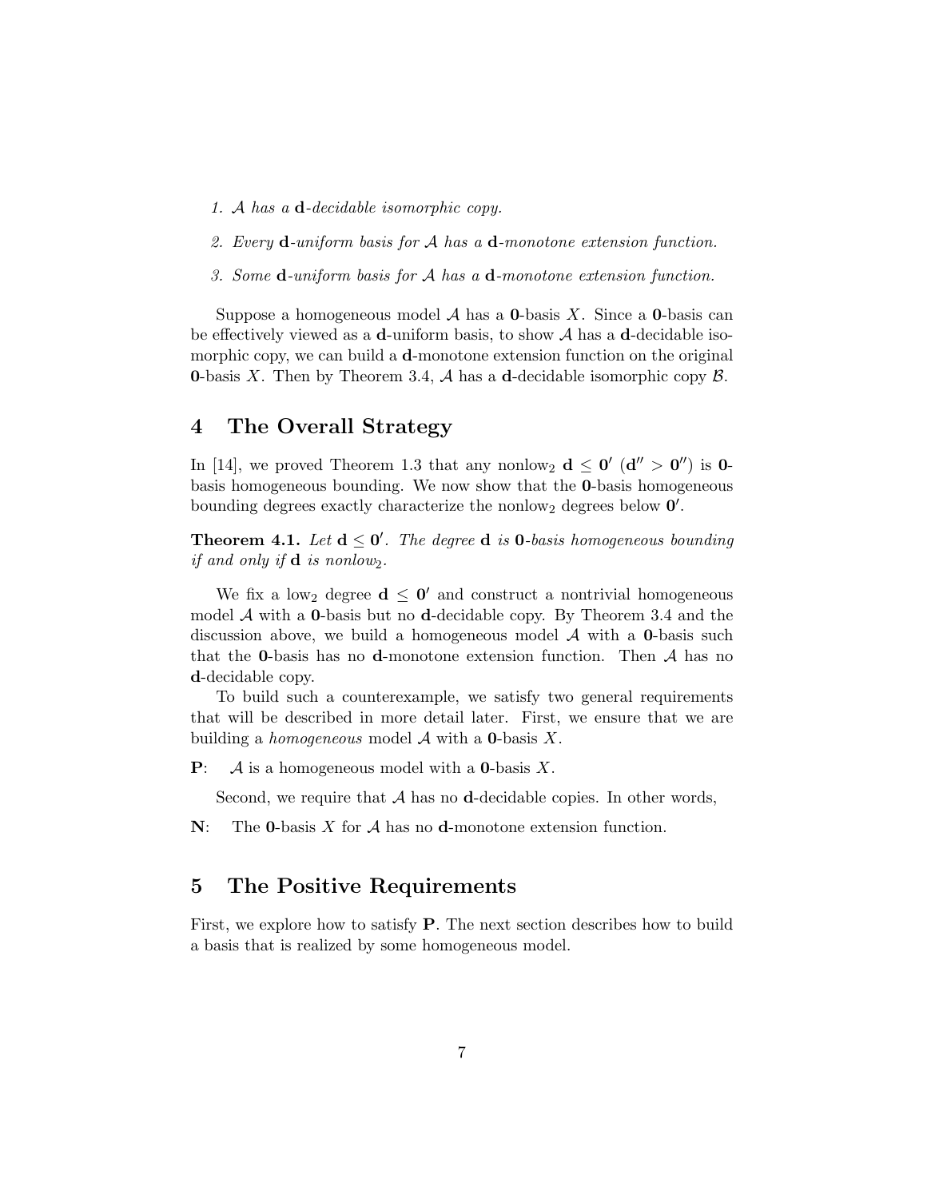1. *$\mathcal{A}$ has a* **d***-decidable isomorphic copy.*

2. *Every* **d***-uniform basis for $\mathcal{A}$ has a* **d***-monotone extension function.*

3. *Some* **d***-uniform basis for $\mathcal{A}$ has a* **d***-monotone extension function.*

Suppose a homogeneous model $\mathcal{A}$ has a $\mathbf{0}$-basis $X$. Since a $\mathbf{0}$-basis can be effectively viewed as a $\mathbf{d}$-uniform basis, to show $\mathcal{A}$ has a $\mathbf{d}$-decidable isomorphic copy, we can build a $\mathbf{d}$-monotone extension function on the original $\mathbf{0}$-basis $X$. Then by Theorem 3.4, $\mathcal{A}$ has a $\mathbf{d}$-decidable isomorphic copy $\mathcal{B}$.

# 4 The Overall Strategy

In [14], we proved Theorem 1.3 that any nonlow$_2$ $\mathbf{d} \leq \mathbf{0}'$ ($\mathbf{d}'' > \mathbf{0}''$) is $\mathbf{0}$-basis homogeneous bounding. We now show that the $\mathbf{0}$-basis homogeneous bounding degrees exactly characterize the nonlow$_2$ degrees below $\mathbf{0}'$.

**Theorem 4.1.** *Let $\mathbf{d} \leq \mathbf{0}'$. The degree* $\mathbf{d}$ *is* $\mathbf{0}$*-basis homogeneous bounding if and only if* $\mathbf{d}$ *is nonlow$_2$.*

We fix a low$_2$ degree $\mathbf{d} \leq \mathbf{0}'$ and construct a nontrivial homogeneous model $\mathcal{A}$ with a $\mathbf{0}$-basis but no $\mathbf{d}$-decidable copy. By Theorem 3.4 and the discussion above, we build a homogeneous model $\mathcal{A}$ with a $\mathbf{0}$-basis such that the $\mathbf{0}$-basis has no $\mathbf{d}$-monotone extension function. Then $\mathcal{A}$ has no $\mathbf{d}$-decidable copy.

To build such a counterexample, we satisfy two general requirements that will be described in more detail later. First, we ensure that we are building a *homogeneous* model $\mathcal{A}$ with a $\mathbf{0}$-basis $X$.

**P**: $\mathcal{A}$ is a homogeneous model with a $\mathbf{0}$-basis $X$.

Second, we require that $\mathcal{A}$ has no $\mathbf{d}$-decidable copies. In other words,

**N**: The $\mathbf{0}$-basis $X$ for $\mathcal{A}$ has no $\mathbf{d}$-monotone extension function.

# 5 The Positive Requirements

First, we explore how to satisfy **P**. The next section describes how to build a basis that is realized by some homogeneous model.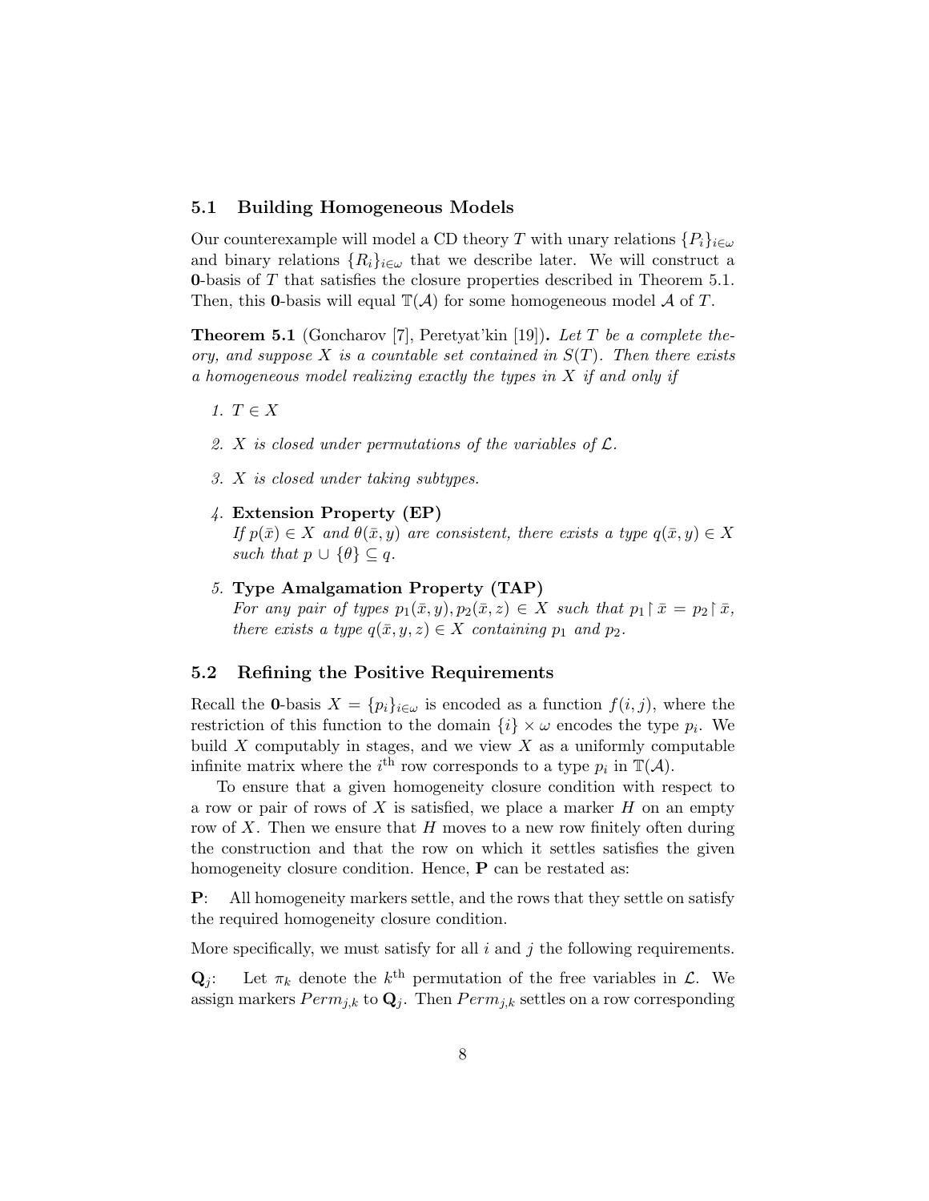### 5.1 Building Homogeneous Models

Our counterexample will model a CD theory $T$ with unary relations $\{P_i\}_{i\in\omega}$ and binary relations $\{R_i\}_{i\in\omega}$ that we describe later. We will construct a **0**-basis of $T$ that satisfies the closure properties described in Theorem 5.1. Then, this **0**-basis will equal $\mathbb{T}(\mathcal{A})$ for some homogeneous model $\mathcal{A}$ of $T$.

**Theorem 5.1** (Goncharov [7], Peretyat'kin [19])**.** *Let $T$ be a complete theory, and suppose $X$ is a countable set contained in $S(T)$. Then there exists a homogeneous model realizing exactly the types in $X$ if and only if*

1. *$T \in X$*
2. *$X$ is closed under permutations of the variables of $\mathcal{L}$.*
3. *$X$ is closed under taking subtypes.*
4. **Extension Property (EP)**
   *If $p(\bar{x}) \in X$ and $\theta(\bar{x}, y)$ are consistent, there exists a type $q(\bar{x}, y) \in X$ such that $p \cup \{\theta\} \subseteq q$.*
5. **Type Amalgamation Property (TAP)**
   *For any pair of types $p_1(\bar{x}, y), p_2(\bar{x}, z) \in X$ such that $p_1 \restriction \bar{x} = p_2 \restriction \bar{x}$, there exists a type $q(\bar{x}, y, z) \in X$ containing $p_1$ and $p_2$.*

### 5.2 Refining the Positive Requirements

Recall the **0**-basis $X = \{p_i\}_{i\in\omega}$ is encoded as a function $f(i, j)$, where the restriction of this function to the domain $\{i\} \times \omega$ encodes the type $p_i$. We build $X$ computably in stages, and we view $X$ as a uniformly computable infinite matrix where the $i^{\text{th}}$ row corresponds to a type $p_i$ in $\mathbb{T}(\mathcal{A})$.

To ensure that a given homogeneity closure condition with respect to a row or pair of rows of $X$ is satisfied, we place a marker $H$ on an empty row of $X$. Then we ensure that $H$ moves to a new row finitely often during the construction and that the row on which it settles satisfies the given homogeneity closure condition. Hence, **P** can be restated as:

**P**: All homogeneity markers settle, and the rows that they settle on satisfy the required homogeneity closure condition.

More specifically, we must satisfy for all $i$ and $j$ the following requirements.

**Q**$_j$: Let $\pi_k$ denote the $k^{\text{th}}$ permutation of the free variables in $\mathcal{L}$. We assign markers $Perm_{j,k}$ to **Q**$_j$. Then $Perm_{j,k}$ settles on a row corresponding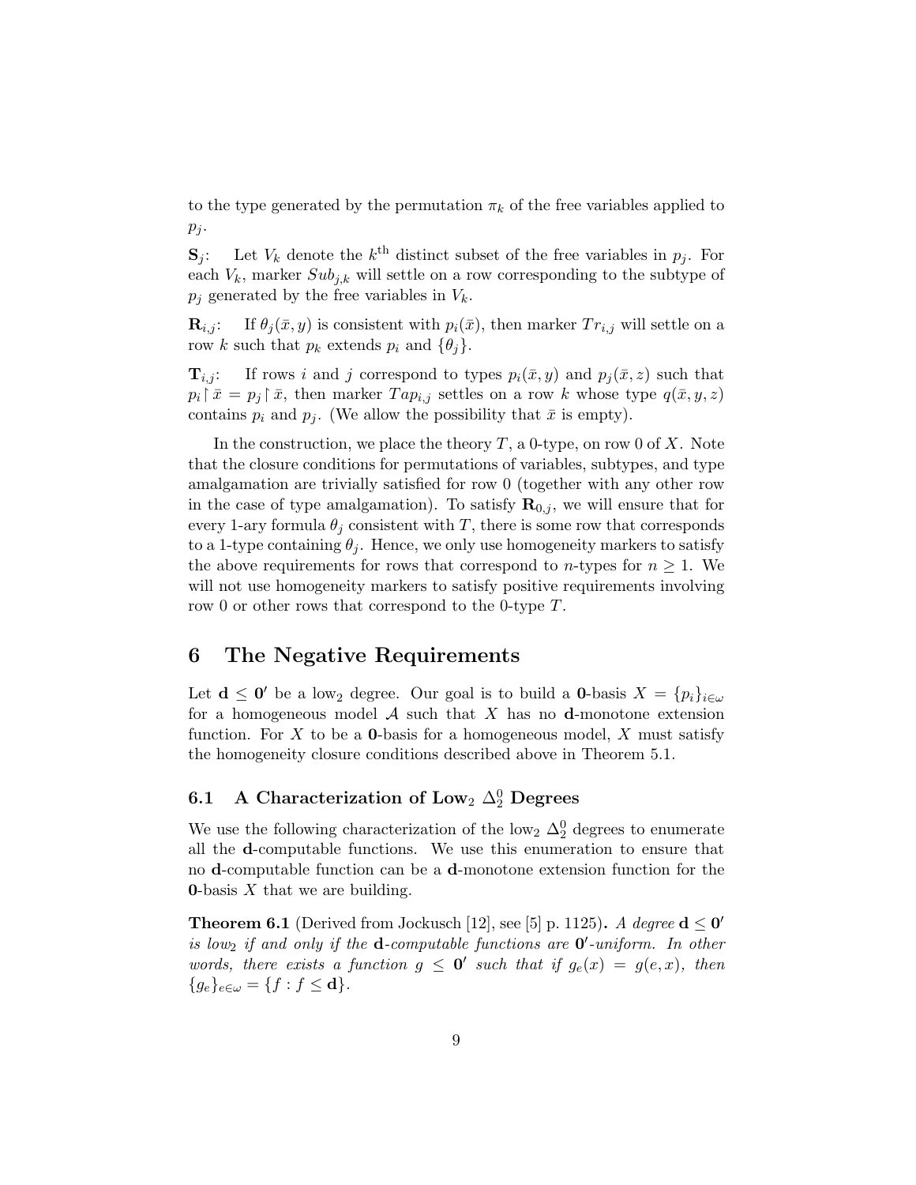to the type generated by the permutation $\pi_k$ of the free variables applied to $p_j$.

$\mathbf{S}_j$: Let $V_k$ denote the $k^{\text{th}}$ distinct subset of the free variables in $p_j$. For each $V_k$, marker $Sub_{j,k}$ will settle on a row corresponding to the subtype of $p_j$ generated by the free variables in $V_k$.

$\mathbf{R}_{i,j}$: If $\theta_j(\bar{x}, y)$ is consistent with $p_i(\bar{x})$, then marker $Tr_{i,j}$ will settle on a row $k$ such that $p_k$ extends $p_i$ and $\{\theta_j\}$.

$\mathbf{T}_{i,j}$: If rows $i$ and $j$ correspond to types $p_i(\bar{x}, y)$ and $p_j(\bar{x}, z)$ such that $p_i \upharpoonright \bar{x} = p_j \upharpoonright \bar{x}$, then marker $Tap_{i,j}$ settles on a row $k$ whose type $q(\bar{x}, y, z)$ contains $p_i$ and $p_j$. (We allow the possibility that $\bar{x}$ is empty).

In the construction, we place the theory $T$, a 0-type, on row 0 of $X$. Note that the closure conditions for permutations of variables, subtypes, and type amalgamation are trivially satisfied for row 0 (together with any other row in the case of type amalgamation). To satisfy $\mathbf{R}_{0,j}$, we will ensure that for every 1-ary formula $\theta_j$ consistent with $T$, there is some row that corresponds to a 1-type containing $\theta_j$. Hence, we only use homogeneity markers to satisfy the above requirements for rows that correspond to $n$-types for $n \geq 1$. We will not use homogeneity markers to satisfy positive requirements involving row 0 or other rows that correspond to the 0-type $T$.

# 6 The Negative Requirements

Let $\mathbf{d} \leq \mathbf{0}'$ be a low$_2$ degree. Our goal is to build a $\mathbf{0}$-basis $X = \{p_i\}_{i \in \omega}$ for a homogeneous model $\mathcal{A}$ such that $X$ has no $\mathbf{d}$-monotone extension function. For $X$ to be a $\mathbf{0}$-basis for a homogeneous model, $X$ must satisfy the homogeneity closure conditions described above in Theorem 5.1.

## 6.1 A Characterization of Low$_2$ $\Delta^0_2$ Degrees

We use the following characterization of the low$_2$ $\Delta^0_2$ degrees to enumerate all the $\mathbf{d}$-computable functions. We use this enumeration to ensure that no $\mathbf{d}$-computable function can be a $\mathbf{d}$-monotone extension function for the $\mathbf{0}$-basis $X$ that we are building.

**Theorem 6.1** (Derived from Jockusch [12], see [5] p. 1125)**.** *A degree $\mathbf{d} \leq \mathbf{0}'$ is low$_2$ if and only if the $\mathbf{d}$-computable functions are $\mathbf{0}'$-uniform. In other words, there exists a function $g \leq \mathbf{0}'$ such that if $g_e(x) = g(e, x)$, then $\{g_e\}_{e \in \omega} = \{f : f \leq \mathbf{d}\}$.*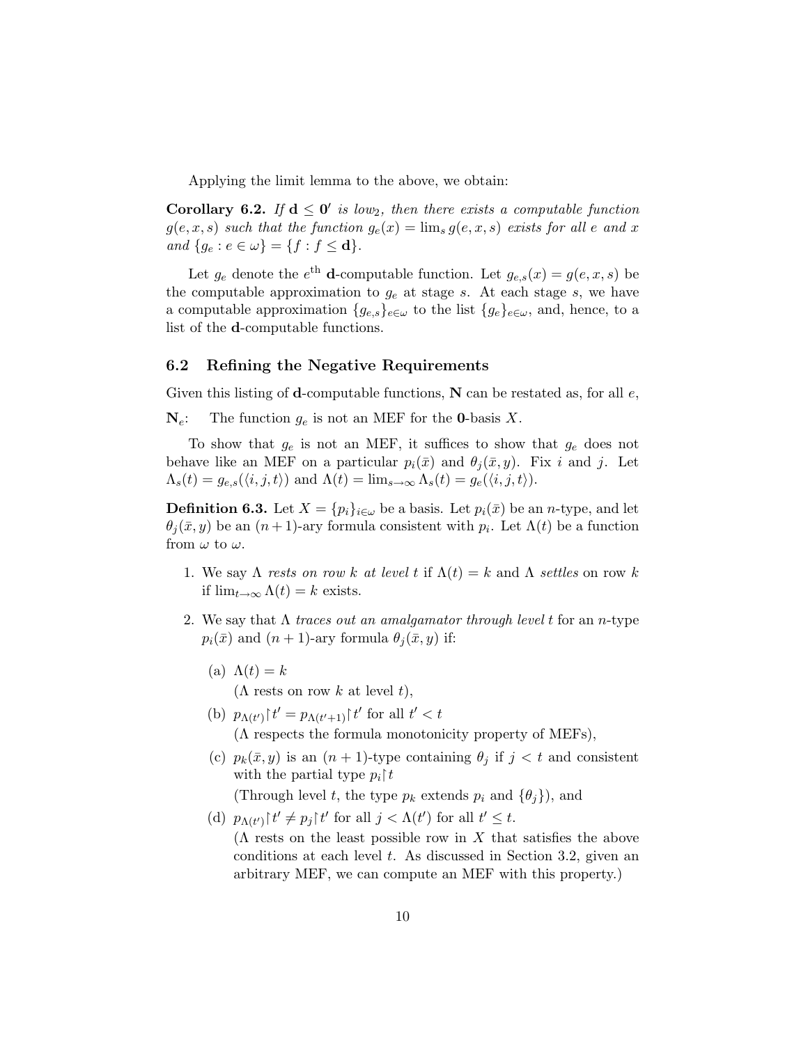Applying the limit lemma to the above, we obtain:

**Corollary 6.2.** *If $\mathbf{d} \leq \mathbf{0}'$ is low$_2$, then there exists a computable function $g(e, x, s)$ such that the function $g_e(x) = \lim_s g(e, x, s)$ exists for all $e$ and $x$ and $\{g_e : e \in \omega\} = \{f : f \leq \mathbf{d}\}$.*

Let $g_e$ denote the $e^{\text{th}}$ $\mathbf{d}$-computable function. Let $g_{e,s}(x) = g(e, x, s)$ be the computable approximation to $g_e$ at stage $s$. At each stage $s$, we have a computable approximation $\{g_{e,s}\}_{e \in \omega}$ to the list $\{g_e\}_{e \in \omega}$, and, hence, to a list of the $\mathbf{d}$-computable functions.

### 6.2 Refining the Negative Requirements

Given this listing of $\mathbf{d}$-computable functions, $\mathbf{N}$ can be restated as, for all $e$,

$\mathbf{N}_e$: The function $g_e$ is not an MEF for the $\mathbf{0}$-basis $X$.

To show that $g_e$ is not an MEF, it suffices to show that $g_e$ does not behave like an MEF on a particular $p_i(\bar{x})$ and $\theta_j(\bar{x}, y)$. Fix $i$ and $j$. Let $\Lambda_s(t) = g_{e,s}(\langle i, j, t \rangle)$ and $\Lambda(t) = \lim_{s \to \infty} \Lambda_s(t) = g_e(\langle i, j, t \rangle)$.

**Definition 6.3.** Let $X = \{p_i\}_{i \in \omega}$ be a basis. Let $p_i(\bar{x})$ be an $n$-type, and let $\theta_j(\bar{x}, y)$ be an $(n+1)$-ary formula consistent with $p_i$. Let $\Lambda(t)$ be a function from $\omega$ to $\omega$.

1. We say $\Lambda$ *rests on row $k$ at level $t$* if $\Lambda(t) = k$ and $\Lambda$ *settles* on row $k$ if $\lim_{t \to \infty} \Lambda(t) = k$ exists.

2. We say that $\Lambda$ *traces out an amalgamator through level $t$* for an $n$-type $p_i(\bar{x})$ and $(n+1)$-ary formula $\theta_j(\bar{x}, y)$ if:

   (a) $\Lambda(t) = k$
   ($\Lambda$ rests on row $k$ at level $t$),

   (b) $p_{\Lambda(t')} \restriction t' = p_{\Lambda(t'+1)} \restriction t'$ for all $t' < t$
   ($\Lambda$ respects the formula monotonicity property of MEFs),

   (c) $p_k(\bar{x}, y)$ is an $(n+1)$-type containing $\theta_j$ if $j < t$ and consistent with the partial type $p_i \restriction t$
   (Through level $t$, the type $p_k$ extends $p_i$ and $\{\theta_j\}$), and

   (d) $p_{\Lambda(t')} \restriction t' \neq p_j \restriction t'$ for all $j < \Lambda(t')$ for all $t' \leq t$.
   ($\Lambda$ rests on the least possible row in $X$ that satisfies the above conditions at each level $t$. As discussed in Section 3.2, given an arbitrary MEF, we can compute an MEF with this property.)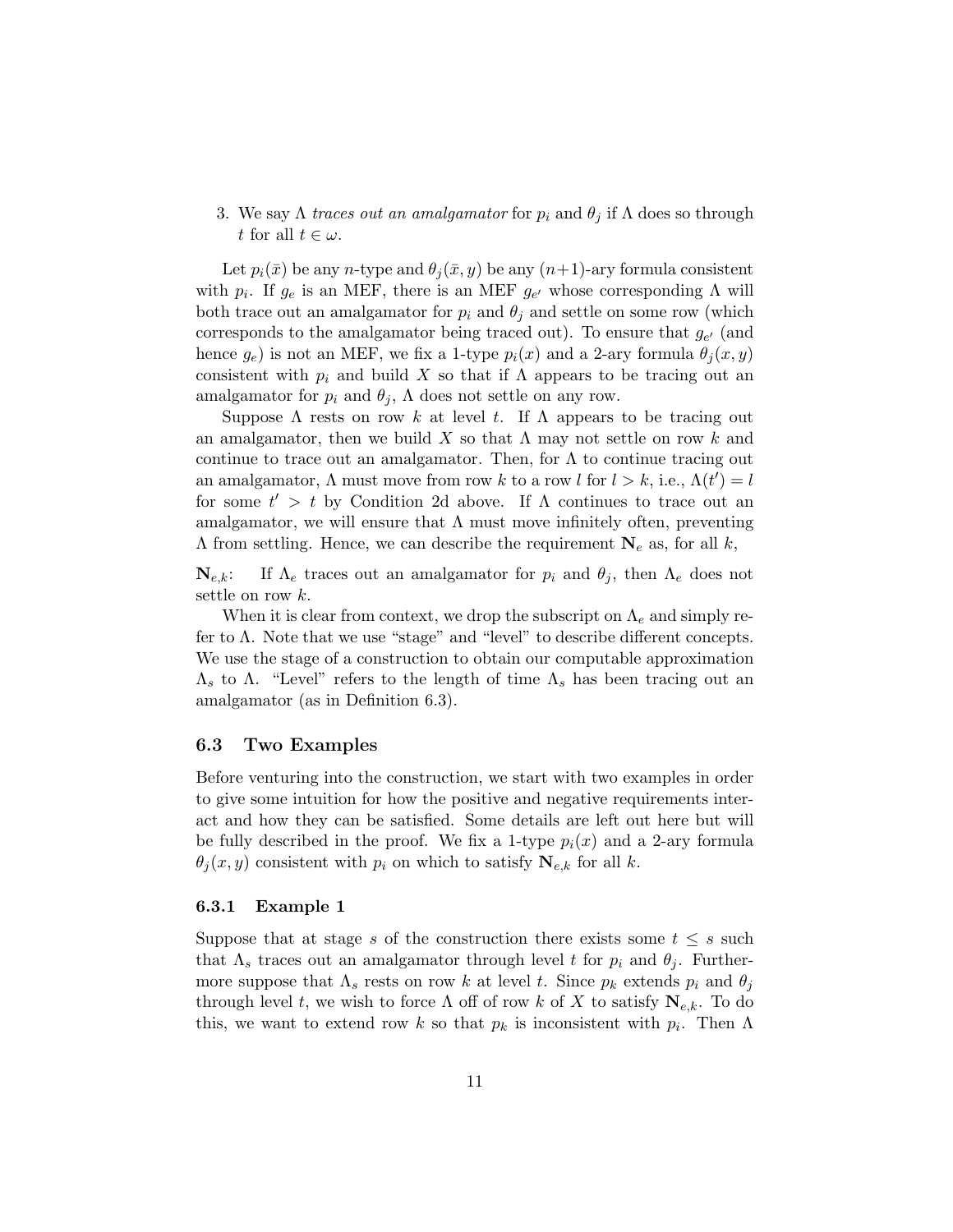3. We say $\Lambda$ *traces out an amalgamator* for $p_i$ and $\theta_j$ if $\Lambda$ does so through $t$ for all $t \in \omega$.

Let $p_i(\bar{x})$ be any $n$-type and $\theta_j(\bar{x}, y)$ be any $(n+1)$-ary formula consistent with $p_i$. If $g_e$ is an MEF, there is an MEF $g_{e'}$ whose corresponding $\Lambda$ will both trace out an amalgamator for $p_i$ and $\theta_j$ and settle on some row (which corresponds to the amalgamator being traced out). To ensure that $g_{e'}$ (and hence $g_e$) is not an MEF, we fix a 1-type $p_i(x)$ and a 2-ary formula $\theta_j(x, y)$ consistent with $p_i$ and build $X$ so that if $\Lambda$ appears to be tracing out an amalgamator for $p_i$ and $\theta_j$, $\Lambda$ does not settle on any row.

Suppose $\Lambda$ rests on row $k$ at level $t$. If $\Lambda$ appears to be tracing out an amalgamator, then we build $X$ so that $\Lambda$ may not settle on row $k$ and continue to trace out an amalgamator. Then, for $\Lambda$ to continue tracing out an amalgamator, $\Lambda$ must move from row $k$ to a row $l$ for $l > k$, i.e., $\Lambda(t') = l$ for some $t' > t$ by Condition 2d above. If $\Lambda$ continues to trace out an amalgamator, we will ensure that $\Lambda$ must move infinitely often, preventing $\Lambda$ from settling. Hence, we can describe the requirement $\mathbf{N}_e$ as, for all $k$,

$\mathbf{N}_{e,k}$: If $\Lambda_e$ traces out an amalgamator for $p_i$ and $\theta_j$, then $\Lambda_e$ does not settle on row $k$.

When it is clear from context, we drop the subscript on $\Lambda_e$ and simply refer to $\Lambda$. Note that we use "stage" and "level" to describe different concepts. We use the stage of a construction to obtain our computable approximation $\Lambda_s$ to $\Lambda$. "Level" refers to the length of time $\Lambda_s$ has been tracing out an amalgamator (as in Definition 6.3).

### 6.3 Two Examples

Before venturing into the construction, we start with two examples in order to give some intuition for how the positive and negative requirements interact and how they can be satisfied. Some details are left out here but will be fully described in the proof. We fix a 1-type $p_i(x)$ and a 2-ary formula $\theta_j(x, y)$ consistent with $p_i$ on which to satisfy $\mathbf{N}_{e,k}$ for all $k$.

#### 6.3.1 Example 1

Suppose that at stage $s$ of the construction there exists some $t \leq s$ such that $\Lambda_s$ traces out an amalgamator through level $t$ for $p_i$ and $\theta_j$. Furthermore suppose that $\Lambda_s$ rests on row $k$ at level $t$. Since $p_k$ extends $p_i$ and $\theta_j$ through level $t$, we wish to force $\Lambda$ off of row $k$ of $X$ to satisfy $\mathbf{N}_{e,k}$. To do this, we want to extend row $k$ so that $p_k$ is inconsistent with $p_i$. Then $\Lambda$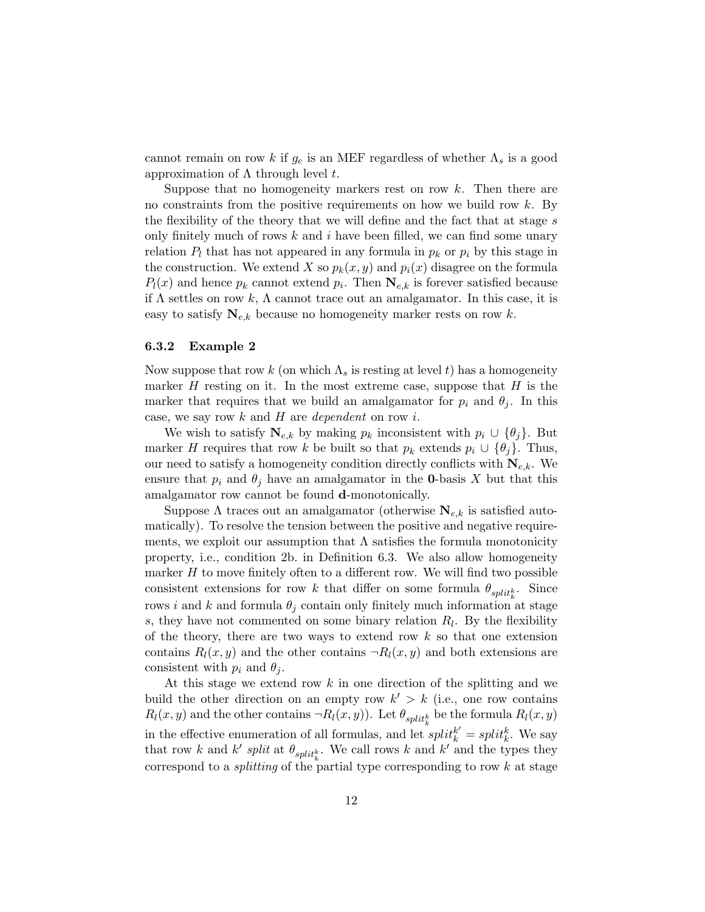cannot remain on row $k$ if $g_e$ is an MEF regardless of whether $\Lambda_s$ is a good approximation of $\Lambda$ through level $t$.

Suppose that no homogeneity markers rest on row $k$. Then there are no constraints from the positive requirements on how we build row $k$. By the flexibility of the theory that we will define and the fact that at stage $s$ only finitely much of rows $k$ and $i$ have been filled, we can find some unary relation $P_l$ that has not appeared in any formula in $p_k$ or $p_i$ by this stage in the construction. We extend $X$ so $p_k(x, y)$ and $p_i(x)$ disagree on the formula $P_l(x)$ and hence $p_k$ cannot extend $p_i$. Then $\mathbf{N}_{e,k}$ is forever satisfied because if $\Lambda$ settles on row $k$, $\Lambda$ cannot trace out an amalgamator. In this case, it is easy to satisfy $\mathbf{N}_{e,k}$ because no homogeneity marker rests on row $k$.

### 6.3.2 Example 2

Now suppose that row $k$ (on which $\Lambda_s$ is resting at level $t$) has a homogeneity marker $H$ resting on it. In the most extreme case, suppose that $H$ is the marker that requires that we build an amalgamator for $p_i$ and $\theta_j$. In this case, we say row $k$ and $H$ are *dependent* on row $i$.

We wish to satisfy $\mathbf{N}_{e,k}$ by making $p_k$ inconsistent with $p_i \cup \{\theta_j\}$. But marker $H$ requires that row $k$ be built so that $p_k$ extends $p_i \cup \{\theta_j\}$. Thus, our need to satisfy a homogeneity condition directly conflicts with $\mathbf{N}_{e,k}$. We ensure that $p_i$ and $\theta_j$ have an amalgamator in the $\mathbf{0}$-basis $X$ but that this amalgamator row cannot be found $\mathbf{d}$-monotonically.

Suppose $\Lambda$ traces out an amalgamator (otherwise $\mathbf{N}_{e,k}$ is satisfied automatically). To resolve the tension between the positive and negative requirements, we exploit our assumption that $\Lambda$ satisfies the formula monotonicity property, i.e., condition 2b. in Definition 6.3. We also allow homogeneity marker $H$ to move finitely often to a different row. We will find two possible consistent extensions for row $k$ that differ on some formula $\theta_{split_k^k}$. Since rows $i$ and $k$ and formula $\theta_j$ contain only finitely much information at stage $s$, they have not commented on some binary relation $R_l$. By the flexibility of the theory, there are two ways to extend row $k$ so that one extension contains $R_l(x, y)$ and the other contains $\neg R_l(x, y)$ and both extensions are consistent with $p_i$ and $\theta_j$.

At this stage we extend row $k$ in one direction of the splitting and we build the other direction on an empty row $k' > k$ (i.e., one row contains $R_l(x, y)$ and the other contains $\neg R_l(x, y)$). Let $\theta_{split_k^k}$ be the formula $R_l(x, y)$ in the effective enumeration of all formulas, and let $split_k^{k'} = split_k^k$. We say that row $k$ and $k'$ *split* at $\theta_{split_k^k}$. We call rows $k$ and $k'$ and the types they correspond to a *splitting* of the partial type corresponding to row $k$ at stage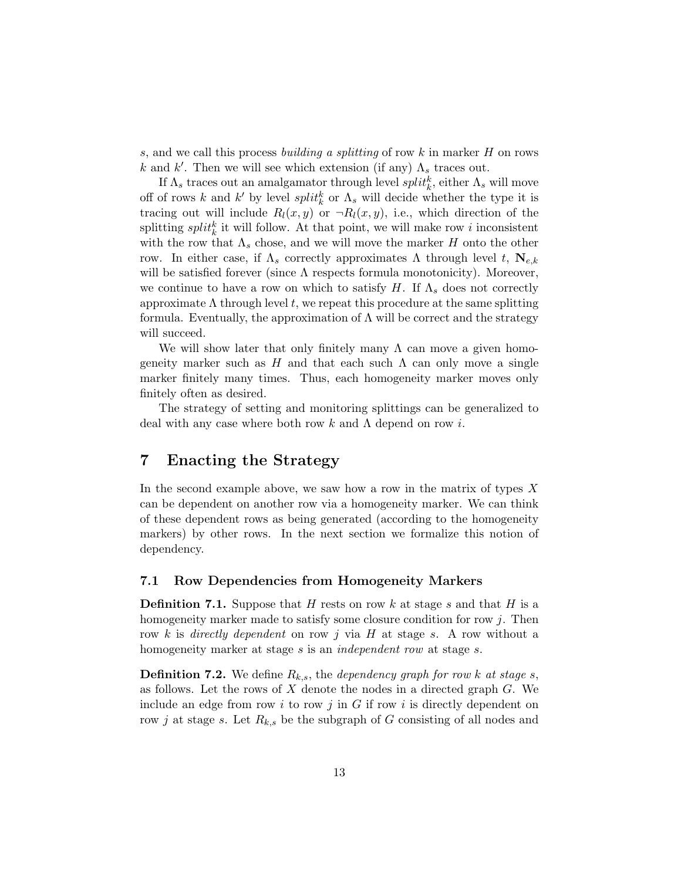$s$, and we call this process *building a splitting* of row $k$ in marker $H$ on rows $k$ and $k'$. Then we will see which extension (if any) $\Lambda_s$ traces out.

If $\Lambda_s$ traces out an amalgamator through level $split^k_k$, either $\Lambda_s$ will move off of rows $k$ and $k'$ by level $split^k_k$ or $\Lambda_s$ will decide whether the type it is tracing out will include $R_l(x, y)$ or $\neg R_l(x, y)$, i.e., which direction of the splitting $split^k_k$ it will follow. At that point, we will make row $i$ inconsistent with the row that $\Lambda_s$ chose, and we will move the marker $H$ onto the other row. In either case, if $\Lambda_s$ correctly approximates $\Lambda$ through level $t$, $\mathbf{N}_{e,k}$ will be satisfied forever (since $\Lambda$ respects formula monotonicity). Moreover, we continue to have a row on which to satisfy $H$. If $\Lambda_s$ does not correctly approximate $\Lambda$ through level $t$, we repeat this procedure at the same splitting formula. Eventually, the approximation of $\Lambda$ will be correct and the strategy will succeed.

We will show later that only finitely many $\Lambda$ can move a given homogeneity marker such as $H$ and that each such $\Lambda$ can only move a single marker finitely many times. Thus, each homogeneity marker moves only finitely often as desired.

The strategy of setting and monitoring splittings can be generalized to deal with any case where both row $k$ and $\Lambda$ depend on row $i$.

# 7 Enacting the Strategy

In the second example above, we saw how a row in the matrix of types $X$ can be dependent on another row via a homogeneity marker. We can think of these dependent rows as being generated (according to the homogeneity markers) by other rows. In the next section we formalize this notion of dependency.

## 7.1 Row Dependencies from Homogeneity Markers

**Definition 7.1.** Suppose that $H$ rests on row $k$ at stage $s$ and that $H$ is a homogeneity marker made to satisfy some closure condition for row $j$. Then row $k$ is *directly dependent* on row $j$ via $H$ at stage $s$. A row without a homogeneity marker at stage $s$ is an *independent row* at stage $s$.

**Definition 7.2.** We define $R_{k,s}$, the *dependency graph for row $k$ at stage $s$*, as follows. Let the rows of $X$ denote the nodes in a directed graph $G$. We include an edge from row $i$ to row $j$ in $G$ if row $i$ is directly dependent on row $j$ at stage $s$. Let $R_{k,s}$ be the subgraph of $G$ consisting of all nodes and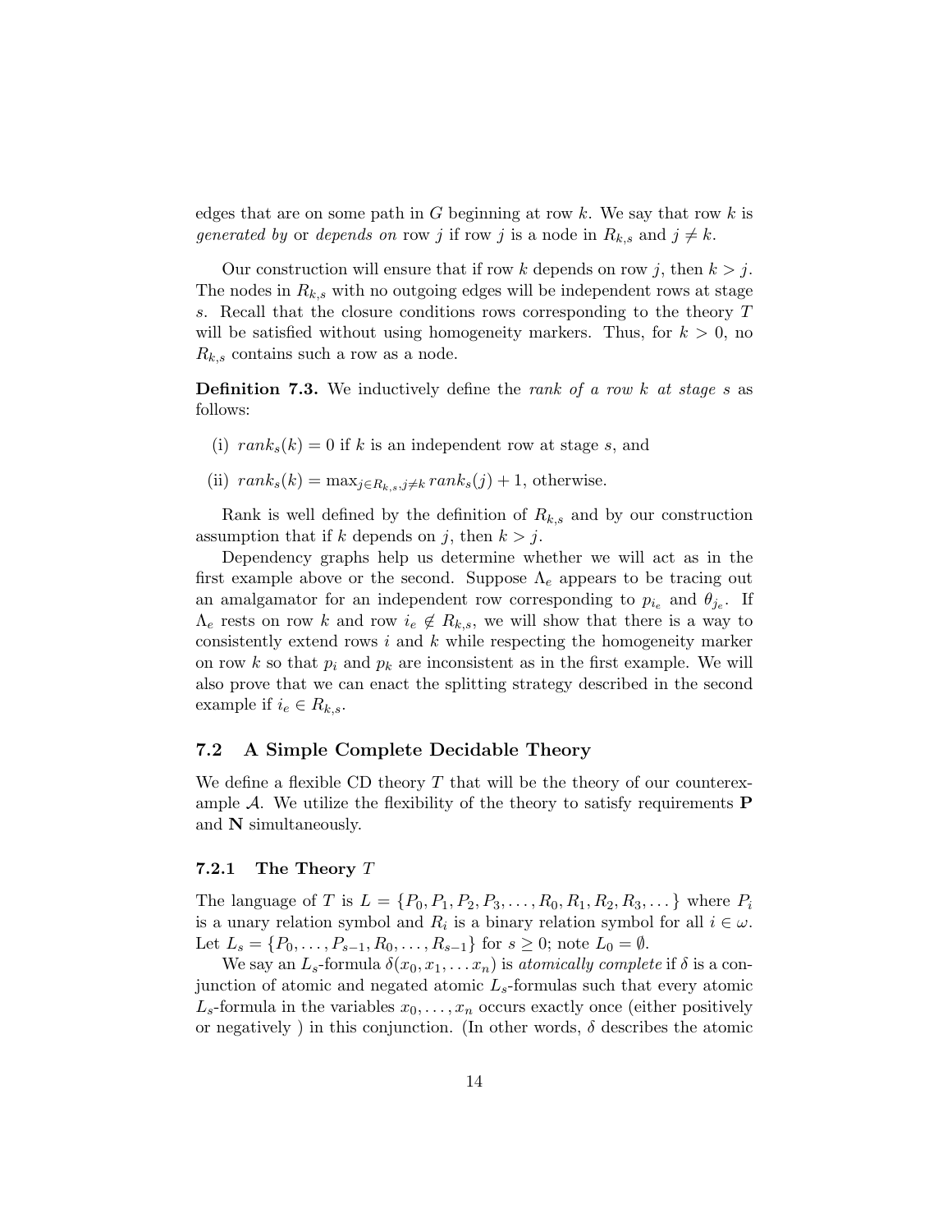edges that are on some path in $G$ beginning at row $k$. We say that row $k$ is *generated by* or *depends on* row $j$ if row $j$ is a node in $R_{k,s}$ and $j \neq k$.

Our construction will ensure that if row $k$ depends on row $j$, then $k > j$. The nodes in $R_{k,s}$ with no outgoing edges will be independent rows at stage $s$. Recall that the closure conditions rows corresponding to the theory $T$ will be satisfied without using homogeneity markers. Thus, for $k > 0$, no $R_{k,s}$ contains such a row as a node.

**Definition 7.3.** We inductively define the *rank of a row $k$ at stage $s$* as follows:

(i) $rank_s(k) = 0$ if $k$ is an independent row at stage $s$, and

(ii) $rank_s(k) = \max_{j \in R_{k,s}, j \neq k} rank_s(j) + 1$, otherwise.

Rank is well defined by the definition of $R_{k,s}$ and by our construction assumption that if $k$ depends on $j$, then $k > j$.

Dependency graphs help us determine whether we will act as in the first example above or the second. Suppose $\Lambda_e$ appears to be tracing out an amalgamator for an independent row corresponding to $p_{i_e}$ and $\theta_{j_e}$. If $\Lambda_e$ rests on row $k$ and row $i_e \notin R_{k,s}$, we will show that there is a way to consistently extend rows $i$ and $k$ while respecting the homogeneity marker on row $k$ so that $p_i$ and $p_k$ are inconsistent as in the first example. We will also prove that we can enact the splitting strategy described in the second example if $i_e \in R_{k,s}$.

### 7.2 A Simple Complete Decidable Theory

We define a flexible CD theory $T$ that will be the theory of our counterexample $\mathcal{A}$. We utilize the flexibility of the theory to satisfy requirements **P** and **N** simultaneously.

#### 7.2.1 The Theory $T$

The language of $T$ is $L = \{P_0, P_1, P_2, P_3, \dots, R_0, R_1, R_2, R_3, \dots\}$ where $P_i$ is a unary relation symbol and $R_i$ is a binary relation symbol for all $i \in \omega$. Let $L_s = \{P_0, \dots, P_{s-1}, R_0, \dots, R_{s-1}\}$ for $s \geq 0$; note $L_0 = \emptyset$.

We say an $L_s$-formula $\delta(x_0, x_1, \dots x_n)$ is *atomically complete* if $\delta$ is a conjunction of atomic and negated atomic $L_s$-formulas such that every atomic $L_s$-formula in the variables $x_0, \dots, x_n$ occurs exactly once (either positively or negatively ) in this conjunction. (In other words, $\delta$ describes the atomic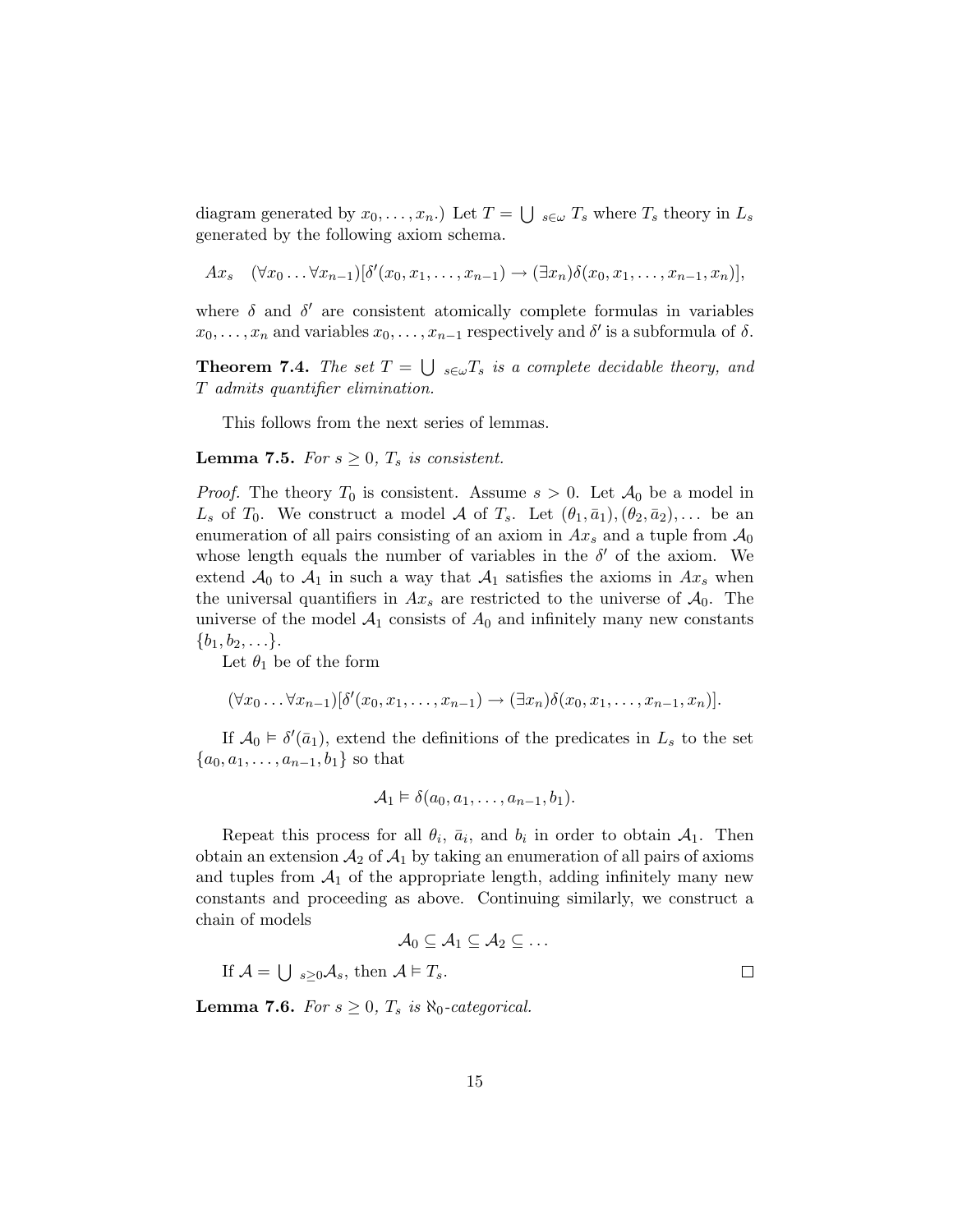diagram generated by $x_0, \ldots, x_n$.) Let $T = \bigcup_{s \in \omega} T_s$ where $T_s$ theory in $L_s$ generated by the following axiom schema.

$$Ax_s \quad (\forall x_0 \ldots \forall x_{n-1})[\delta'(x_0, x_1, \ldots, x_{n-1}) \rightarrow (\exists x_n)\delta(x_0, x_1, \ldots, x_{n-1}, x_n)],$$

where $\delta$ and $\delta'$ are consistent atomically complete formulas in variables $x_0, \ldots, x_n$ and variables $x_0, \ldots, x_{n-1}$ respectively and $\delta'$ is a subformula of $\delta$.

**Theorem 7.4.** *The set $T = \bigcup_{s \in \omega} T_s$ is a complete decidable theory, and $T$ admits quantifier elimination.*

This follows from the next series of lemmas.

**Lemma 7.5.** *For $s \geq 0$, $T_s$ is consistent.*

*Proof.* The theory $T_0$ is consistent. Assume $s > 0$. Let $\mathcal{A}_0$ be a model in $L_s$ of $T_0$. We construct a model $\mathcal{A}$ of $T_s$. Let $(\theta_1, \bar{a}_1), (\theta_2, \bar{a}_2), \ldots$ be an enumeration of all pairs consisting of an axiom in $Ax_s$ and a tuple from $\mathcal{A}_0$ whose length equals the number of variables in the $\delta'$ of the axiom. We extend $\mathcal{A}_0$ to $\mathcal{A}_1$ in such a way that $\mathcal{A}_1$ satisfies the axioms in $Ax_s$ when the universal quantifiers in $Ax_s$ are restricted to the universe of $\mathcal{A}_0$. The universe of the model $\mathcal{A}_1$ consists of $A_0$ and infinitely many new constants $\{b_1, b_2, \ldots\}$.

Let $\theta_1$ be of the form

$$(\forall x_0 \ldots \forall x_{n-1})[\delta'(x_0, x_1, \ldots, x_{n-1}) \rightarrow (\exists x_n)\delta(x_0, x_1, \ldots, x_{n-1}, x_n)].$$

If $\mathcal{A}_0 \vDash \delta'(\bar{a}_1)$, extend the definitions of the predicates in $L_s$ to the set $\{a_0, a_1, \ldots, a_{n-1}, b_1\}$ so that

$$\mathcal{A}_1 \vDash \delta(a_0, a_1, \ldots, a_{n-1}, b_1).$$

Repeat this process for all $\theta_i$, $\bar{a}_i$, and $b_i$ in order to obtain $\mathcal{A}_1$. Then obtain an extension $\mathcal{A}_2$ of $\mathcal{A}_1$ by taking an enumeration of all pairs of axioms and tuples from $\mathcal{A}_1$ of the appropriate length, adding infinitely many new constants and proceeding as above. Continuing similarly, we construct a chain of models

$$\mathcal{A}_0 \subseteq \mathcal{A}_1 \subseteq \mathcal{A}_2 \subseteq \ldots$$

If $\mathcal{A} = \bigcup_{s \geq 0} \mathcal{A}_s$, then $\mathcal{A} \vDash T_s$. □

**Lemma 7.6.** *For $s \geq 0$, $T_s$ is $\aleph_0$-categorical.*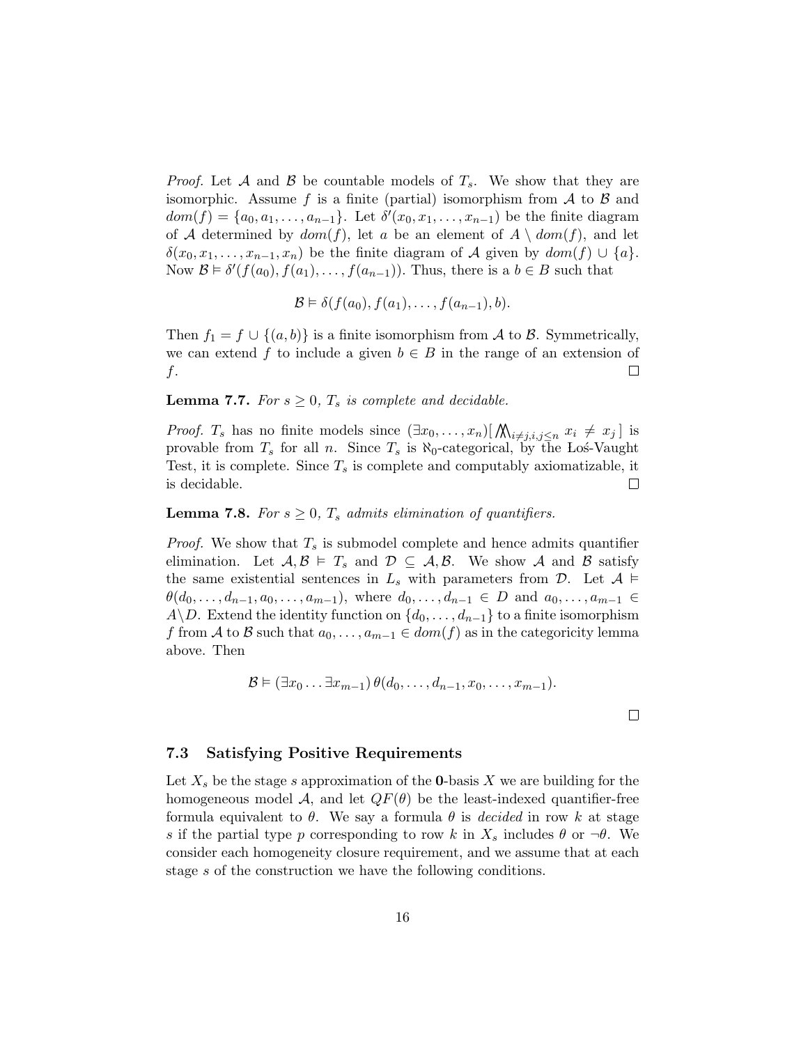*Proof.* Let $\mathcal{A}$ and $\mathcal{B}$ be countable models of $T_s$. We show that they are isomorphic. Assume $f$ is a finite (partial) isomorphism from $\mathcal{A}$ to $\mathcal{B}$ and $dom(f) = \{a_0, a_1, \ldots, a_{n-1}\}$. Let $\delta'(x_0, x_1, \ldots, x_{n-1})$ be the finite diagram of $\mathcal{A}$ determined by $dom(f)$, let $a$ be an element of $A \setminus dom(f)$, and let $\delta(x_0, x_1, \ldots, x_{n-1}, x_n)$ be the finite diagram of $\mathcal{A}$ given by $dom(f) \cup \{a\}$. Now $\mathcal{B} \vDash \delta'(f(a_0), f(a_1), \ldots, f(a_{n-1}))$. Thus, there is a $b \in B$ such that

$$\mathcal{B} \vDash \delta(f(a_0), f(a_1), \ldots, f(a_{n-1}), b).$$

Then $f_1 = f \cup \{(a, b)\}$ is a finite isomorphism from $\mathcal{A}$ to $\mathcal{B}$. Symmetrically, we can extend $f$ to include a given $b \in B$ in the range of an extension of $f$. □

**Lemma 7.7.** *For $s \geq 0$, $T_s$ is complete and decidable.*

*Proof.* $T_s$ has no finite models since $(\exists x_0, \ldots, x_n)[\bigwedge_{i \neq j, i,j \leq n} x_i \neq x_j]$ is provable from $T_s$ for all $n$. Since $T_s$ is $\aleph_0$-categorical, by the Łoś-Vaught Test, it is complete. Since $T_s$ is complete and computably axiomatizable, it is decidable. □

**Lemma 7.8.** *For $s \geq 0$, $T_s$ admits elimination of quantifiers.*

*Proof.* We show that $T_s$ is submodel complete and hence admits quantifier elimination. Let $\mathcal{A}, \mathcal{B} \vDash T_s$ and $\mathcal{D} \subseteq \mathcal{A}, \mathcal{B}$. We show $\mathcal{A}$ and $\mathcal{B}$ satisfy the same existential sentences in $L_s$ with parameters from $\mathcal{D}$. Let $\mathcal{A} \vDash \theta(d_0, \ldots, d_{n-1}, a_0, \ldots, a_{m-1})$, where $d_0, \ldots, d_{n-1} \in D$ and $a_0, \ldots, a_{m-1} \in A \backslash D$. Extend the identity function on $\{d_0, \ldots, d_{n-1}\}$ to a finite isomorphism $f$ from $\mathcal{A}$ to $\mathcal{B}$ such that $a_0, \ldots, a_{m-1} \in dom(f)$ as in the categoricity lemma above. Then

$$\mathcal{B} \vDash (\exists x_0 \ldots \exists x_{m-1})\, \theta(d_0, \ldots, d_{n-1}, x_0, \ldots, x_{m-1}).$$

□

### 7.3 Satisfying Positive Requirements

Let $X_s$ be the stage $s$ approximation of the $\mathbf{0}$-basis $X$ we are building for the homogeneous model $\mathcal{A}$, and let $QF(\theta)$ be the least-indexed quantifier-free formula equivalent to $\theta$. We say a formula $\theta$ is *decided* in row $k$ at stage $s$ if the partial type $p$ corresponding to row $k$ in $X_s$ includes $\theta$ or $\neg\theta$. We consider each homogeneity closure requirement, and we assume that at each stage $s$ of the construction we have the following conditions.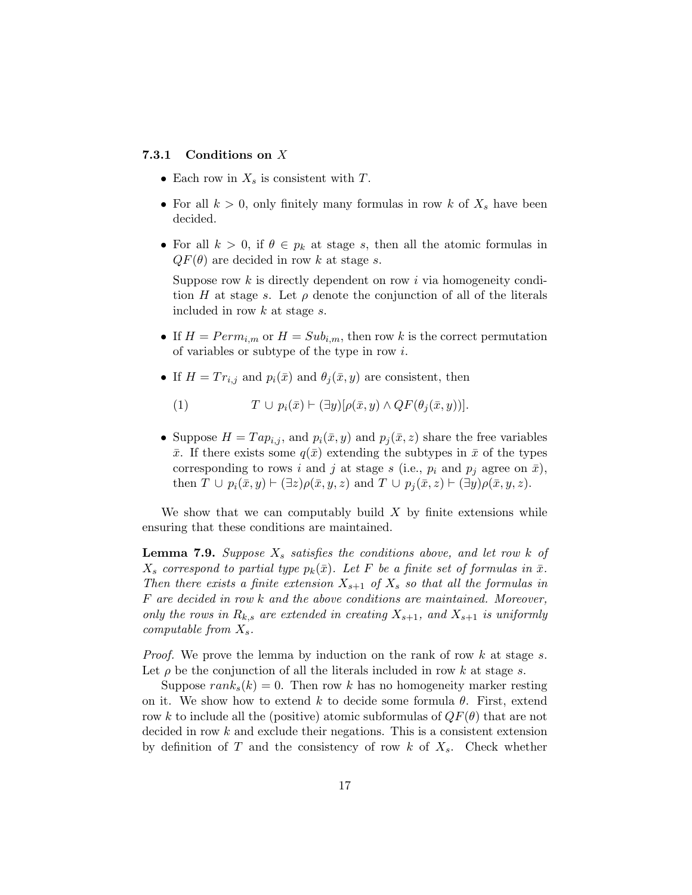### 7.3.1 Conditions on $X$

- Each row in $X_s$ is consistent with $T$.
- For all $k > 0$, only finitely many formulas in row $k$ of $X_s$ have been decided.
- For all $k > 0$, if $\theta \in p_k$ at stage $s$, then all the atomic formulas in $QF(\theta)$ are decided in row $k$ at stage $s$.

  Suppose row $k$ is directly dependent on row $i$ via homogeneity condition $H$ at stage $s$. Let $\rho$ denote the conjunction of all of the literals included in row $k$ at stage $s$.

- If $H = Perm_{i,m}$ or $H = Sub_{i,m}$, then row $k$ is the correct permutation of variables or subtype of the type in row $i$.
- If $H = Tr_{i,j}$ and $p_i(\bar{x})$ and $\theta_j(\bar{x}, y)$ are consistent, then

$$(1) \qquad T \cup p_i(\bar{x}) \vdash (\exists y)[\rho(\bar{x}, y) \wedge QF(\theta_j(\bar{x}, y))].$$

- Suppose $H = Tap_{i,j}$, and $p_i(\bar{x}, y)$ and $p_j(\bar{x}, z)$ share the free variables $\bar{x}$. If there exists some $q(\bar{x})$ extending the subtypes in $\bar{x}$ of the types corresponding to rows $i$ and $j$ at stage $s$ (i.e., $p_i$ and $p_j$ agree on $\bar{x}$), then $T \cup p_i(\bar{x}, y) \vdash (\exists z)\rho(\bar{x}, y, z)$ and $T \cup p_j(\bar{x}, z) \vdash (\exists y)\rho(\bar{x}, y, z)$.

We show that we can computably build $X$ by finite extensions while ensuring that these conditions are maintained.

**Lemma 7.9.** *Suppose $X_s$ satisfies the conditions above, and let row $k$ of $X_s$ correspond to partial type $p_k(\bar{x})$. Let $F$ be a finite set of formulas in $\bar{x}$. Then there exists a finite extension $X_{s+1}$ of $X_s$ so that all the formulas in $F$ are decided in row $k$ and the above conditions are maintained. Moreover, only the rows in $R_{k,s}$ are extended in creating $X_{s+1}$, and $X_{s+1}$ is uniformly computable from $X_s$.*

*Proof.* We prove the lemma by induction on the rank of row $k$ at stage $s$. Let $\rho$ be the conjunction of all the literals included in row $k$ at stage $s$.

Suppose $rank_s(k) = 0$. Then row $k$ has no homogeneity marker resting on it. We show how to extend $k$ to decide some formula $\theta$. First, extend row $k$ to include all the (positive) atomic subformulas of $QF(\theta)$ that are not decided in row $k$ and exclude their negations. This is a consistent extension by definition of $T$ and the consistency of row $k$ of $X_s$. Check whether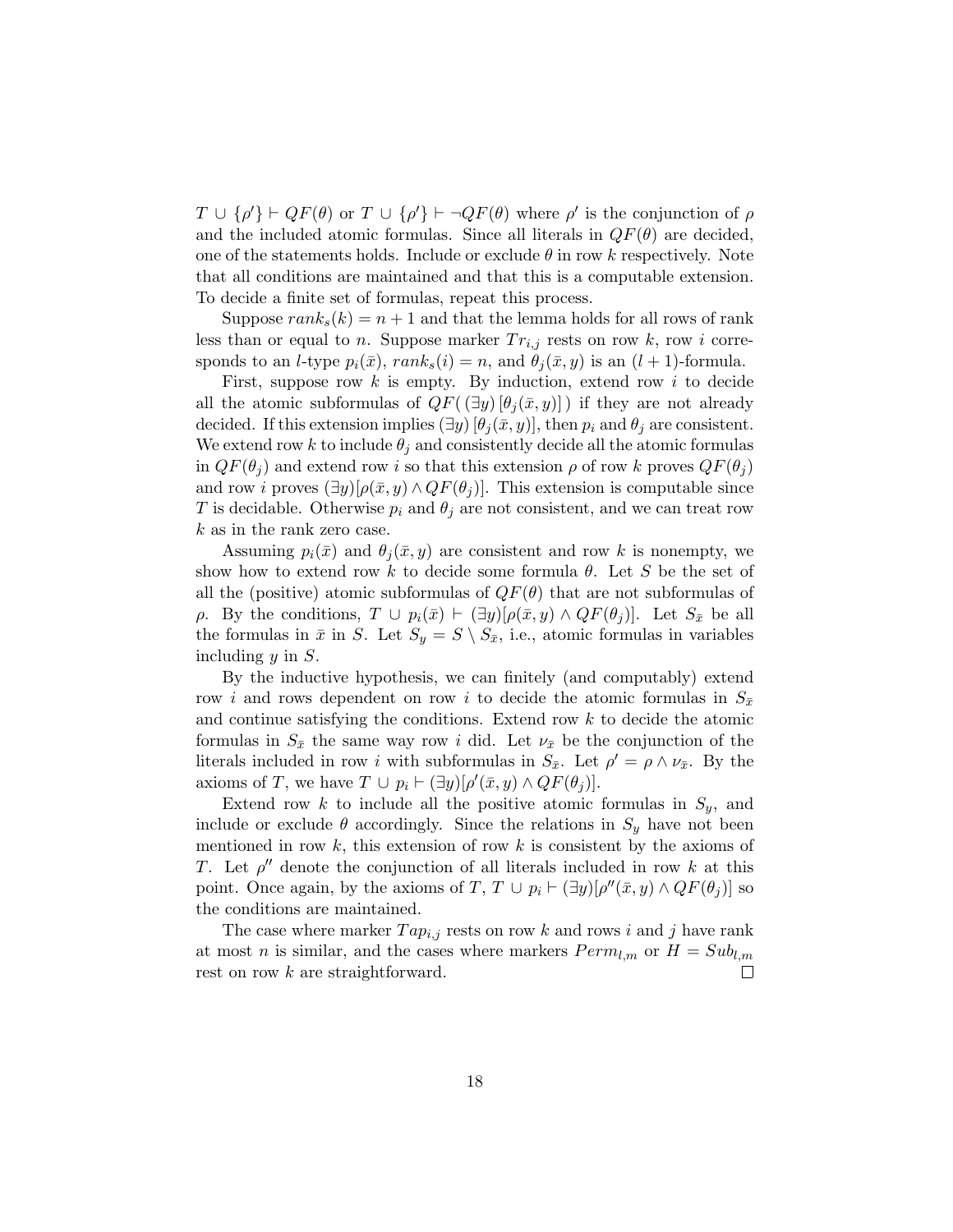$T \cup \{\rho'\} \vdash QF(\theta)$ or $T \cup \{\rho'\} \vdash \neg QF(\theta)$ where $\rho'$ is the conjunction of $\rho$ and the included atomic formulas. Since all literals in $QF(\theta)$ are decided, one of the statements holds. Include or exclude $\theta$ in row $k$ respectively. Note that all conditions are maintained and that this is a computable extension. To decide a finite set of formulas, repeat this process.

Suppose $rank_s(k) = n+1$ and that the lemma holds for all rows of rank less than or equal to $n$. Suppose marker $Tr_{i,j}$ rests on row $k$, row $i$ corresponds to an $l$-type $p_i(\bar{x})$, $rank_s(i) = n$, and $\theta_j(\bar{x}, y)$ is an $(l+1)$-formula.

First, suppose row $k$ is empty. By induction, extend row $i$ to decide all the atomic subformulas of $QF(\,(\exists y)\,[\theta_j(\bar{x}, y)]\,)$ if they are not already decided. If this extension implies $(\exists y)\,[\theta_j(\bar{x}, y)]$, then $p_i$ and $\theta_j$ are consistent. We extend row $k$ to include $\theta_j$ and consistently decide all the atomic formulas in $QF(\theta_j)$ and extend row $i$ so that this extension $\rho$ of row $k$ proves $QF(\theta_j)$ and row $i$ proves $(\exists y)[\rho(\bar{x}, y) \wedge QF(\theta_j)]$. This extension is computable since $T$ is decidable. Otherwise $p_i$ and $\theta_j$ are not consistent, and we can treat row $k$ as in the rank zero case.

Assuming $p_i(\bar{x})$ and $\theta_j(\bar{x}, y)$ are consistent and row $k$ is nonempty, we show how to extend row $k$ to decide some formula $\theta$. Let $S$ be the set of all the (positive) atomic subformulas of $QF(\theta)$ that are not subformulas of $\rho$. By the conditions, $T \cup p_i(\bar{x}) \vdash (\exists y)[\rho(\bar{x}, y) \wedge QF(\theta_j)]$. Let $S_{\bar{x}}$ be all the formulas in $\bar{x}$ in $S$. Let $S_y = S \setminus S_{\bar{x}}$, i.e., atomic formulas in variables including $y$ in $S$.

By the inductive hypothesis, we can finitely (and computably) extend row $i$ and rows dependent on row $i$ to decide the atomic formulas in $S_{\bar{x}}$ and continue satisfying the conditions. Extend row $k$ to decide the atomic formulas in $S_{\bar{x}}$ the same way row $i$ did. Let $\nu_{\bar{x}}$ be the conjunction of the literals included in row $i$ with subformulas in $S_{\bar{x}}$. Let $\rho' = \rho \wedge \nu_{\bar{x}}$. By the axioms of $T$, we have $T \cup p_i \vdash (\exists y)[\rho'(\bar{x}, y) \wedge QF(\theta_j)]$.

Extend row $k$ to include all the positive atomic formulas in $S_y$, and include or exclude $\theta$ accordingly. Since the relations in $S_y$ have not been mentioned in row $k$, this extension of row $k$ is consistent by the axioms of $T$. Let $\rho''$ denote the conjunction of all literals included in row $k$ at this point. Once again, by the axioms of $T$, $T \cup p_i \vdash (\exists y)[\rho''(\bar{x}, y) \wedge QF(\theta_j)]$ so the conditions are maintained.

The case where marker $Tap_{i,j}$ rests on row $k$ and rows $i$ and $j$ have rank at most $n$ is similar, and the cases where markers $Perm_{l,m}$ or $H = Sub_{l,m}$ rest on row $k$ are straightforward. $\square$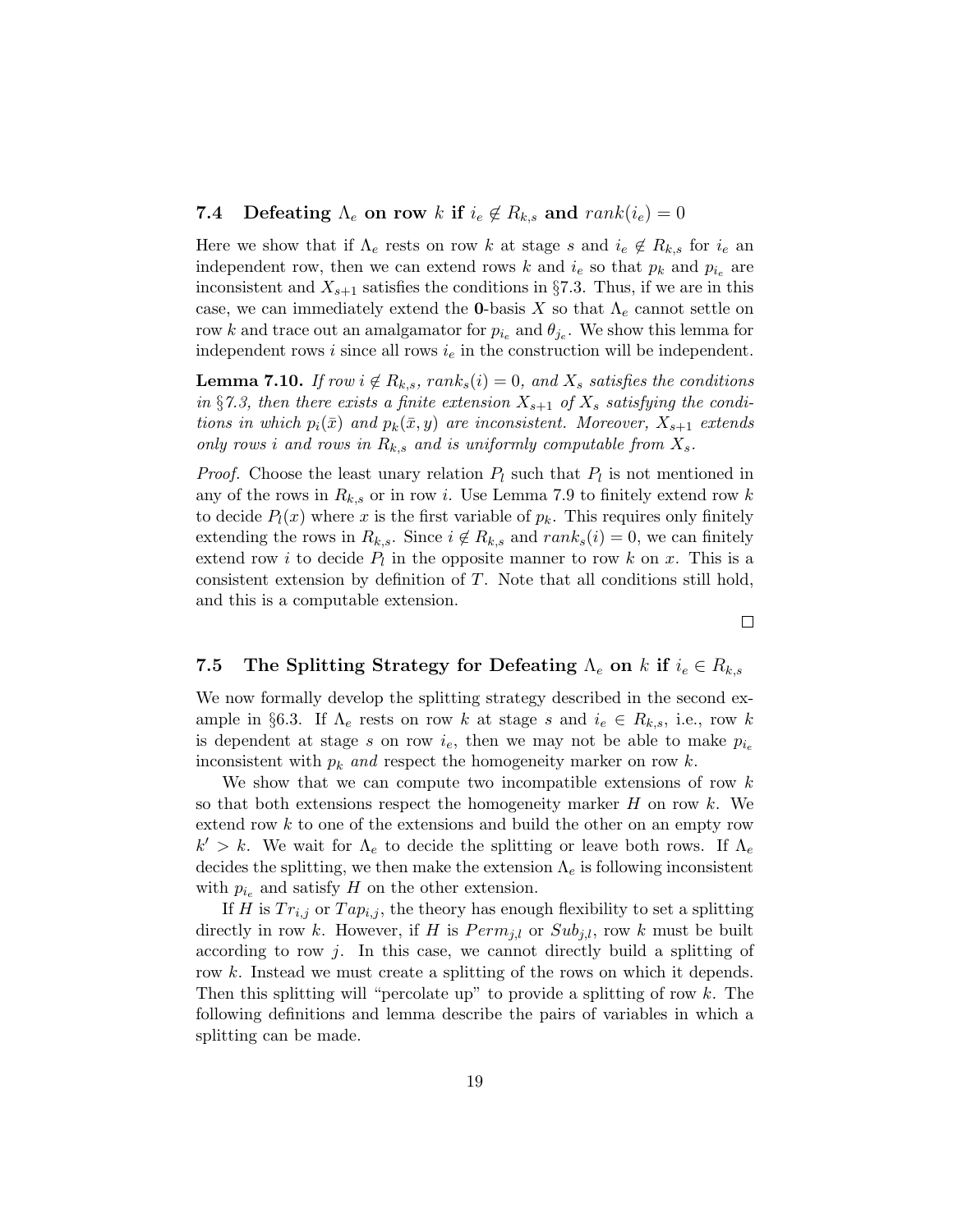### 7.4 Defeating $\Lambda_e$ on row $k$ if $i_e \notin R_{k,s}$ and $rank(i_e) = 0$

Here we show that if $\Lambda_e$ rests on row $k$ at stage $s$ and $i_e \notin R_{k,s}$ for $i_e$ an independent row, then we can extend rows $k$ and $i_e$ so that $p_k$ and $p_{i_e}$ are inconsistent and $X_{s+1}$ satisfies the conditions in §7.3. Thus, if we are in this case, we can immediately extend the **0**-basis $X$ so that $\Lambda_e$ cannot settle on row $k$ and trace out an amalgamator for $p_{i_e}$ and $\theta_{j_e}$. We show this lemma for independent rows $i$ since all rows $i_e$ in the construction will be independent.

**Lemma 7.10.** *If row $i \notin R_{k,s}$, $rank_s(i) = 0$, and $X_s$ satisfies the conditions in §7.3, then there exists a finite extension $X_{s+1}$ of $X_s$ satisfying the conditions in which $p_i(\bar{x})$ and $p_k(\bar{x}, y)$ are inconsistent. Moreover, $X_{s+1}$ extends only rows $i$ and rows in $R_{k,s}$ and is uniformly computable from $X_s$.*

*Proof.* Choose the least unary relation $P_l$ such that $P_l$ is not mentioned in any of the rows in $R_{k,s}$ or in row $i$. Use Lemma 7.9 to finitely extend row $k$ to decide $P_l(x)$ where $x$ is the first variable of $p_k$. This requires only finitely extending the rows in $R_{k,s}$. Since $i \notin R_{k,s}$ and $rank_s(i) = 0$, we can finitely extend row $i$ to decide $P_l$ in the opposite manner to row $k$ on $x$. This is a consistent extension by definition of $T$. Note that all conditions still hold, and this is a computable extension.

□

### 7.5 The Splitting Strategy for Defeating $\Lambda_e$ on $k$ if $i_e \in R_{k,s}$

We now formally develop the splitting strategy described in the second example in §6.3. If $\Lambda_e$ rests on row $k$ at stage $s$ and $i_e \in R_{k,s}$, i.e., row $k$ is dependent at stage $s$ on row $i_e$, then we may not be able to make $p_{i_e}$ inconsistent with $p_k$ *and* respect the homogeneity marker on row $k$.

We show that we can compute two incompatible extensions of row $k$ so that both extensions respect the homogeneity marker $H$ on row $k$. We extend row $k$ to one of the extensions and build the other on an empty row $k' > k$. We wait for $\Lambda_e$ to decide the splitting or leave both rows. If $\Lambda_e$ decides the splitting, we then make the extension $\Lambda_e$ is following inconsistent with $p_{i_e}$ and satisfy $H$ on the other extension.

If $H$ is $Tr_{i,j}$ or $Tap_{i,j}$, the theory has enough flexibility to set a splitting directly in row $k$. However, if $H$ is $Perm_{j,l}$ or $Sub_{j,l}$, row $k$ must be built according to row $j$. In this case, we cannot directly build a splitting of row $k$. Instead we must create a splitting of the rows on which it depends. Then this splitting will "percolate up" to provide a splitting of row $k$. The following definitions and lemma describe the pairs of variables in which a splitting can be made.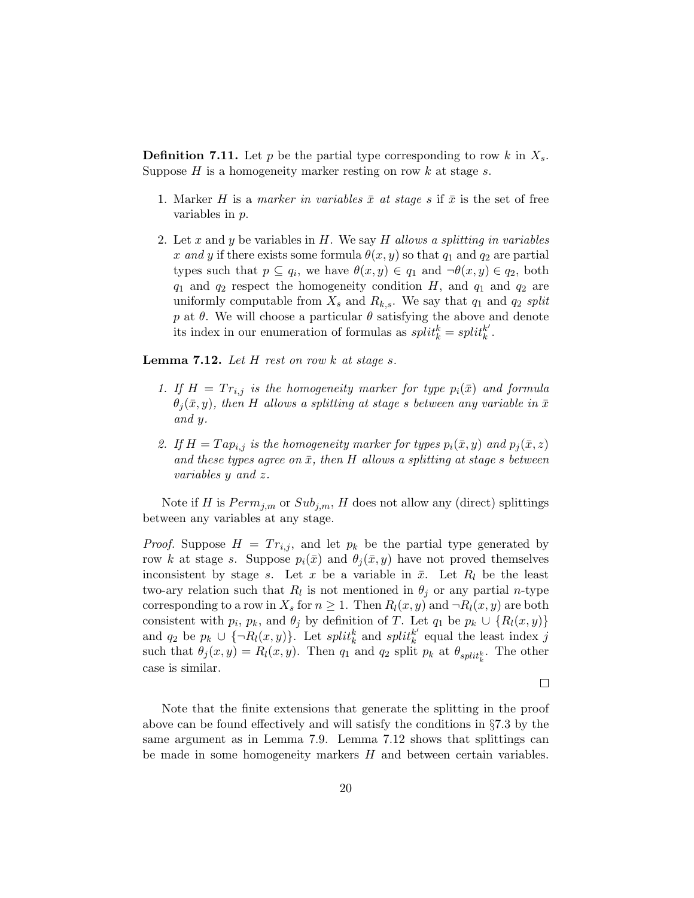**Definition 7.11.** Let $p$ be the partial type corresponding to row $k$ in $X_s$. Suppose $H$ is a homogeneity marker resting on row $k$ at stage $s$.

1. Marker $H$ is a *marker in variables* $\bar{x}$ *at stage* $s$ if $\bar{x}$ is the set of free variables in $p$.

2. Let $x$ and $y$ be variables in $H$. We say $H$ *allows a splitting in variables* $x$ *and* $y$ if there exists some formula $\theta(x, y)$ so that $q_1$ and $q_2$ are partial types such that $p \subseteq q_i$, we have $\theta(x, y) \in q_1$ and $\neg\theta(x, y) \in q_2$, both $q_1$ and $q_2$ respect the homogeneity condition $H$, and $q_1$ and $q_2$ are uniformly computable from $X_s$ and $R_{k,s}$. We say that $q_1$ and $q_2$ *split* $p$ at $\theta$. We will choose a particular $\theta$ satisfying the above and denote its index in our enumeration of formulas as $split_k^k = split_k^{k'}$.

**Lemma 7.12.** *Let $H$ rest on row $k$ at stage $s$.*

1. *If $H = Tr_{i,j}$ is the homogeneity marker for type $p_i(\bar{x})$ and formula $\theta_j(\bar{x}, y)$, then $H$ allows a splitting at stage $s$ between any variable in $\bar{x}$ and $y$.*

2. *If $H = Tap_{i,j}$ is the homogeneity marker for types $p_i(\bar{x}, y)$ and $p_j(\bar{x}, z)$ and these types agree on $\bar{x}$, then $H$ allows a splitting at stage $s$ between variables $y$ and $z$.*

Note if $H$ is $Perm_{j,m}$ or $Sub_{j,m}$, $H$ does not allow any (direct) splittings between any variables at any stage.

*Proof.* Suppose $H = Tr_{i,j}$, and let $p_k$ be the partial type generated by row $k$ at stage $s$. Suppose $p_i(\bar{x})$ and $\theta_j(\bar{x}, y)$ have not proved themselves inconsistent by stage $s$. Let $x$ be a variable in $\bar{x}$. Let $R_l$ be the least two-ary relation such that $R_l$ is not mentioned in $\theta_j$ or any partial $n$-type corresponding to a row in $X_s$ for $n \geq 1$. Then $R_l(x, y)$ and $\neg R_l(x, y)$ are both consistent with $p_i$, $p_k$, and $\theta_j$ by definition of $T$. Let $q_1$ be $p_k \cup \{R_l(x, y)\}$ and $q_2$ be $p_k \cup \{\neg R_l(x, y)\}$. Let $split_k^k$ and $split_k^{k'}$ equal the least index $j$ such that $\theta_j(x, y) = R_l(x, y)$. Then $q_1$ and $q_2$ split $p_k$ at $\theta_{split_k^k}$. The other case is similar.

$\square$

Note that the finite extensions that generate the splitting in the proof above can be found effectively and will satisfy the conditions in §7.3 by the same argument as in Lemma 7.9. Lemma 7.12 shows that splittings can be made in some homogeneity markers $H$ and between certain variables.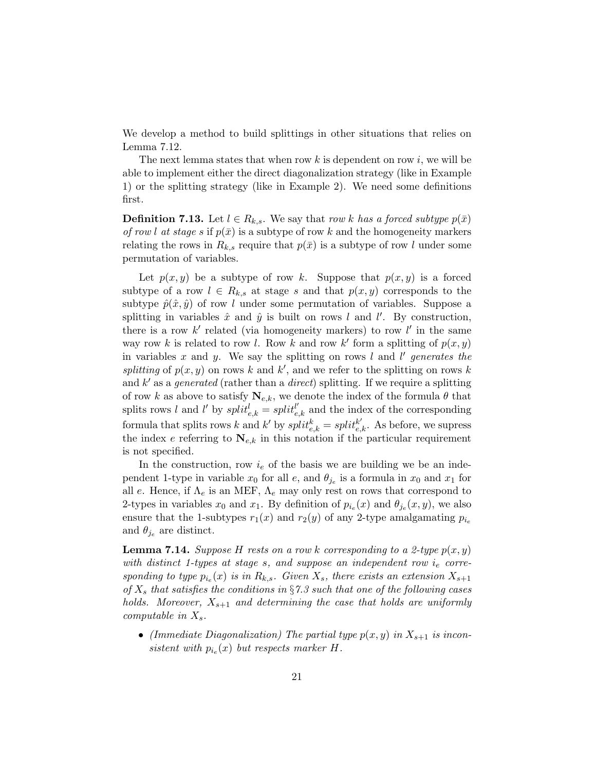We develop a method to build splittings in other situations that relies on Lemma 7.12.

The next lemma states that when row $k$ is dependent on row $i$, we will be able to implement either the direct diagonalization strategy (like in Example 1) or the splitting strategy (like in Example 2). We need some definitions first.

**Definition 7.13.** Let $l \in R_{k,s}$. We say that *row $k$ has a forced subtype $p(\bar{x})$ of row $l$ at stage $s$* if $p(\bar{x})$ is a subtype of row $k$ and the homogeneity markers relating the rows in $R_{k,s}$ require that $p(\bar{x})$ is a subtype of row $l$ under some permutation of variables.

Let $p(x, y)$ be a subtype of row $k$. Suppose that $p(x, y)$ is a forced subtype of a row $l \in R_{k,s}$ at stage $s$ and that $p(x, y)$ corresponds to the subtype $\hat{p}(\hat{x}, \hat{y})$ of row $l$ under some permutation of variables. Suppose a splitting in variables $\hat{x}$ and $\hat{y}$ is built on rows $l$ and $l'$. By construction, there is a row $k'$ related (via homogeneity markers) to row $l'$ in the same way row $k$ is related to row $l$. Row $k$ and row $k'$ form a splitting of $p(x, y)$ in variables $x$ and $y$. We say the splitting on rows $l$ and $l'$ *generates the splitting* of $p(x, y)$ on rows $k$ and $k'$, and we refer to the splitting on rows $k$ and $k'$ as a *generated* (rather than a *direct*) splitting. If we require a splitting of row $k$ as above to satisfy $\mathbf{N}_{e,k}$, we denote the index of the formula $\theta$ that splits rows $l$ and $l'$ by $split^{l}_{e,k} = split^{l'}_{e,k}$ and the index of the corresponding formula that splits rows $k$ and $k'$ by $split^{k}_{e,k} = split^{k'}_{e,k}$. As before, we supress the index $e$ referring to $\mathbf{N}_{e,k}$ in this notation if the particular requirement is not specified.

In the construction, row $i_e$ of the basis we are building we be an independent 1-type in variable $x_0$ for all $e$, and $\theta_{j_e}$ is a formula in $x_0$ and $x_1$ for all $e$. Hence, if $\Lambda_e$ is an MEF, $\Lambda_e$ may only rest on rows that correspond to 2-types in variables $x_0$ and $x_1$. By definition of $p_{i_e}(x)$ and $\theta_{j_e}(x, y)$, we also ensure that the 1-subtypes $r_1(x)$ and $r_2(y)$ of any 2-type amalgamating $p_{i_e}$ and $\theta_{j_e}$ are distinct.

**Lemma 7.14.** *Suppose $H$ rests on a row $k$ corresponding to a 2-type $p(x, y)$ with distinct 1-types at stage $s$, and suppose an independent row $i_e$ corresponding to type $p_{i_e}(x)$ is in $R_{k,s}$. Given $X_s$, there exists an extension $X_{s+1}$ of $X_s$ that satisfies the conditions in §7.3 such that one of the following cases holds. Moreover, $X_{s+1}$ and determining the case that holds are uniformly computable in $X_s$.*

- *(Immediate Diagonalization) The partial type $p(x, y)$ in $X_{s+1}$ is inconsistent with $p_{i_e}(x)$ but respects marker $H$.*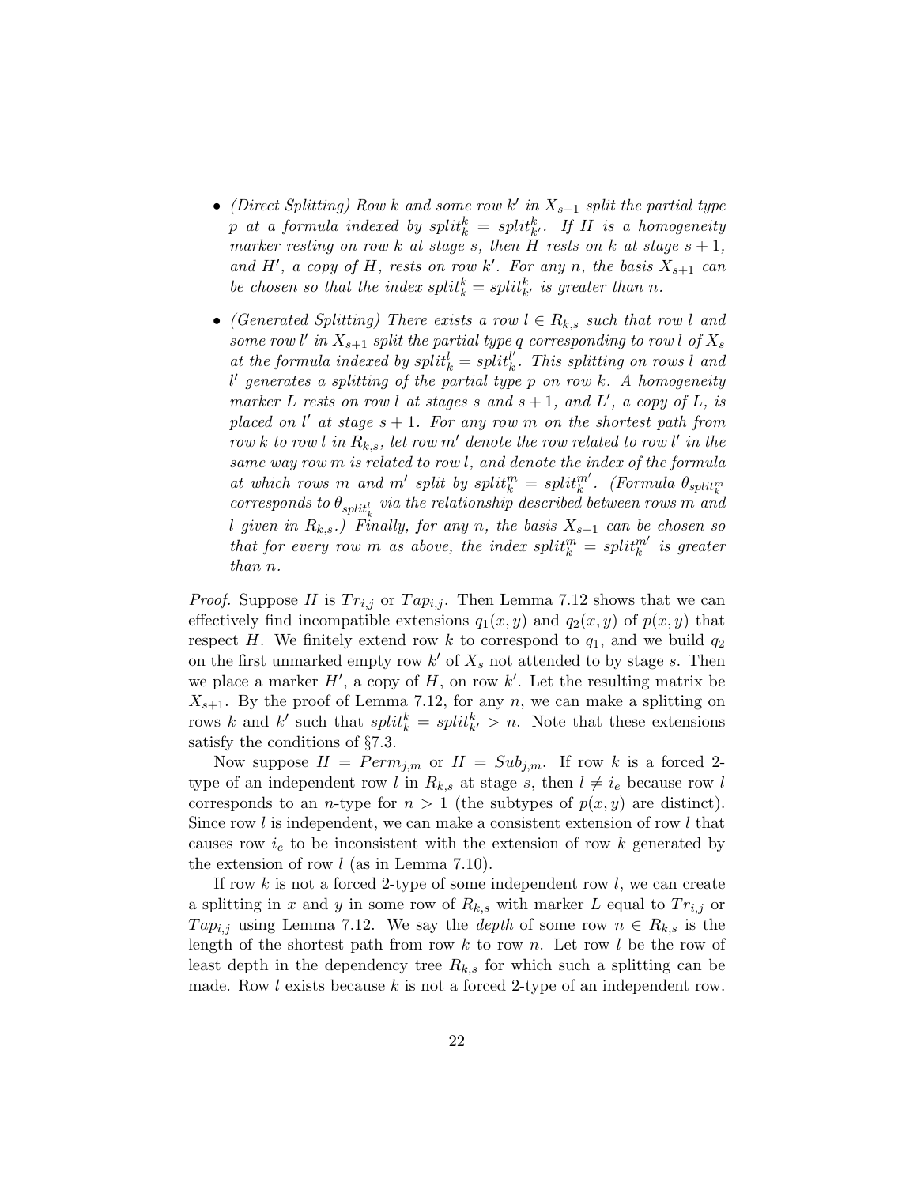- *(Direct Splitting) Row $k$ and some row $k'$ in $X_{s+1}$ split the partial type $p$ at a formula indexed by $split_k^k = split_{k'}^k$. If $H$ is a homogeneity marker resting on row $k$ at stage $s$, then $H$ rests on $k$ at stage $s+1$, and $H'$, a copy of $H$, rests on row $k'$. For any $n$, the basis $X_{s+1}$ can be chosen so that the index $split_k^k = split_{k'}^k$ is greater than $n$.*

- *(Generated Splitting) There exists a row $l \in R_{k,s}$ such that row $l$ and some row $l'$ in $X_{s+1}$ split the partial type $q$ corresponding to row $l$ of $X_s$ at the formula indexed by $split_k^l = split_k^{l'}$. This splitting on rows $l$ and $l'$ generates a splitting of the partial type $p$ on row $k$. A homogeneity marker $L$ rests on row $l$ at stages $s$ and $s+1$, and $L'$, a copy of $L$, is placed on $l'$ at stage $s+1$. For any row $m$ on the shortest path from row $k$ to row $l$ in $R_{k,s}$, let row $m'$ denote the row related to row $l'$ in the same way row $m$ is related to row $l$, and denote the index of the formula at which rows $m$ and $m'$ split by $split_k^m = split_k^{m'}$. (Formula $\theta_{split_k^m}$ corresponds to $\theta_{split_k^l}$ via the relationship described between rows $m$ and $l$ given in $R_{k,s}$.) Finally, for any $n$, the basis $X_{s+1}$ can be chosen so that for every row $m$ as above, the index $split_k^m = split_k^{m'}$ is greater than $n$.*

*Proof.* Suppose $H$ is $Tr_{i,j}$ or $Tap_{i,j}$. Then Lemma 7.12 shows that we can effectively find incompatible extensions $q_1(x, y)$ and $q_2(x, y)$ of $p(x, y)$ that respect $H$. We finitely extend row $k$ to correspond to $q_1$, and we build $q_2$ on the first unmarked empty row $k'$ of $X_s$ not attended to by stage $s$. Then we place a marker $H'$, a copy of $H$, on row $k'$. Let the resulting matrix be $X_{s+1}$. By the proof of Lemma 7.12, for any $n$, we can make a splitting on rows $k$ and $k'$ such that $split_k^k = split_{k'}^k > n$. Note that these extensions satisfy the conditions of §7.3.

Now suppose $H = Perm_{j,m}$ or $H = Sub_{j,m}$. If row $k$ is a forced 2-type of an independent row $l$ in $R_{k,s}$ at stage $s$, then $l \neq i_e$ because row $l$ corresponds to an $n$-type for $n > 1$ (the subtypes of $p(x, y)$ are distinct). Since row $l$ is independent, we can make a consistent extension of row $l$ that causes row $i_e$ to be inconsistent with the extension of row $k$ generated by the extension of row $l$ (as in Lemma 7.10).

If row $k$ is not a forced 2-type of some independent row $l$, we can create a splitting in $x$ and $y$ in some row of $R_{k,s}$ with marker $L$ equal to $Tr_{i,j}$ or $Tap_{i,j}$ using Lemma 7.12. We say the *depth* of some row $n \in R_{k,s}$ is the length of the shortest path from row $k$ to row $n$. Let row $l$ be the row of least depth in the dependency tree $R_{k,s}$ for which such a splitting can be made. Row $l$ exists because $k$ is not a forced 2-type of an independent row.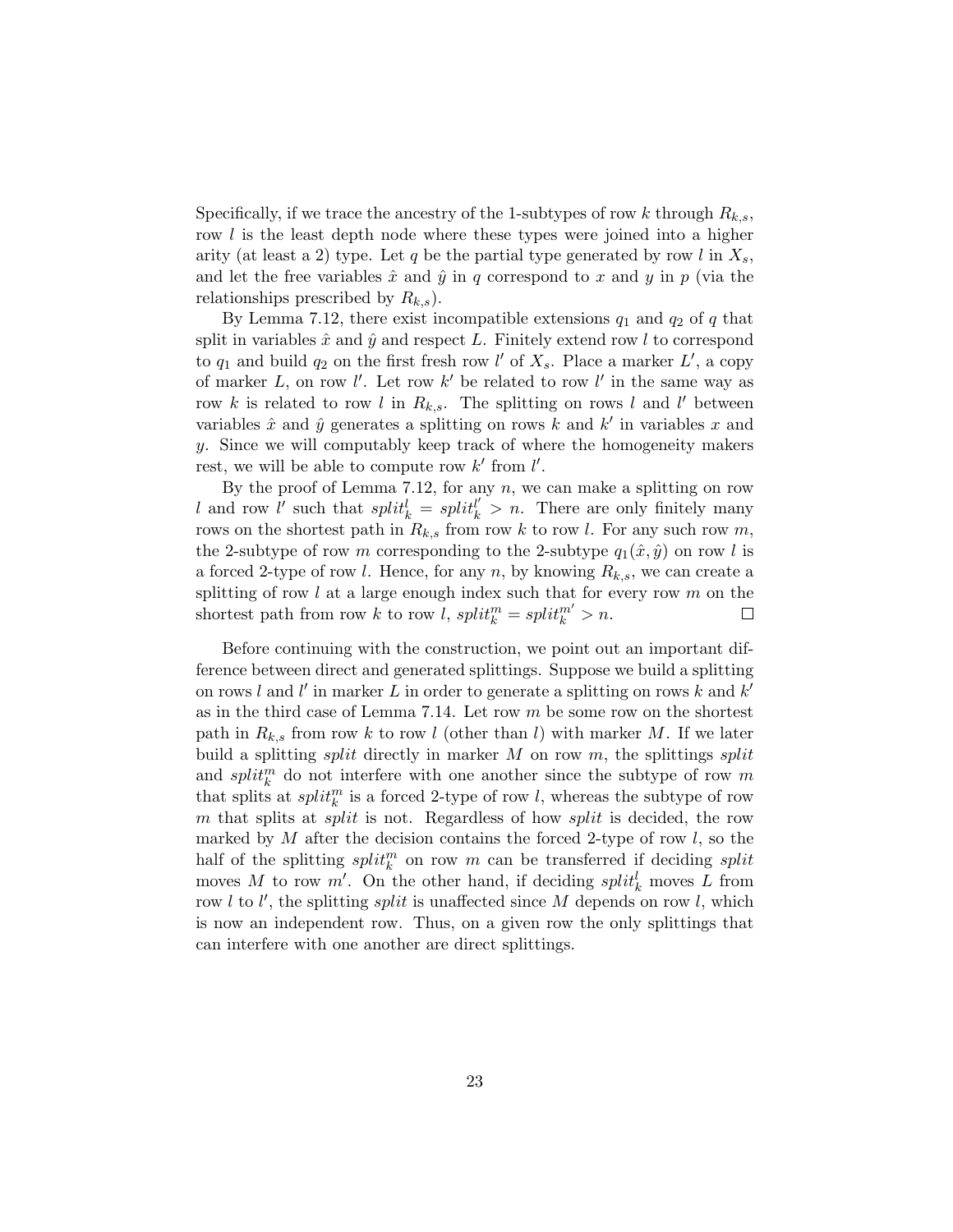Specifically, if we trace the ancestry of the 1-subtypes of row $k$ through $R_{k,s}$, row $l$ is the least depth node where these types were joined into a higher arity (at least a 2) type. Let $q$ be the partial type generated by row $l$ in $X_s$, and let the free variables $\hat{x}$ and $\hat{y}$ in $q$ correspond to $x$ and $y$ in $p$ (via the relationships prescribed by $R_{k,s}$).

By Lemma 7.12, there exist incompatible extensions $q_1$ and $q_2$ of $q$ that split in variables $\hat{x}$ and $\hat{y}$ and respect $L$. Finitely extend row $l$ to correspond to $q_1$ and build $q_2$ on the first fresh row $l'$ of $X_s$. Place a marker $L'$, a copy of marker $L$, on row $l'$. Let row $k'$ be related to row $l'$ in the same way as row $k$ is related to row $l$ in $R_{k,s}$. The splitting on rows $l$ and $l'$ between variables $\hat{x}$ and $\hat{y}$ generates a splitting on rows $k$ and $k'$ in variables $x$ and $y$. Since we will computably keep track of where the homogeneity makers rest, we will be able to compute row $k'$ from $l'$.

By the proof of Lemma 7.12, for any $n$, we can make a splitting on row $l$ and row $l'$ such that $split_k^l = split_k^{l'} > n$. There are only finitely many rows on the shortest path in $R_{k,s}$ from row $k$ to row $l$. For any such row $m$, the 2-subtype of row $m$ corresponding to the 2-subtype $q_1(\hat{x}, \hat{y})$ on row $l$ is a forced 2-type of row $l$. Hence, for any $n$, by knowing $R_{k,s}$, we can create a splitting of row $l$ at a large enough index such that for every row $m$ on the shortest path from row $k$ to row $l$, $split_k^m = split_k^{m'} > n$. $\square$

Before continuing with the construction, we point out an important difference between direct and generated splittings. Suppose we build a splitting on rows $l$ and $l'$ in marker $L$ in order to generate a splitting on rows $k$ and $k'$ as in the third case of Lemma 7.14. Let row $m$ be some row on the shortest path in $R_{k,s}$ from row $k$ to row $l$ (other than $l$) with marker $M$. If we later build a splitting $split$ directly in marker $M$ on row $m$, the splittings $split$ and $split_k^m$ do not interfere with one another since the subtype of row $m$ that splits at $split_k^m$ is a forced 2-type of row $l$, whereas the subtype of row $m$ that splits at $split$ is not. Regardless of how $split$ is decided, the row marked by $M$ after the decision contains the forced 2-type of row $l$, so the half of the splitting $split_k^m$ on row $m$ can be transferred if deciding $split$ moves $M$ to row $m'$. On the other hand, if deciding $split_k^l$ moves $L$ from row $l$ to $l'$, the splitting $split$ is unaffected since $M$ depends on row $l$, which is now an independent row. Thus, on a given row the only splittings that can interfere with one another are direct splittings.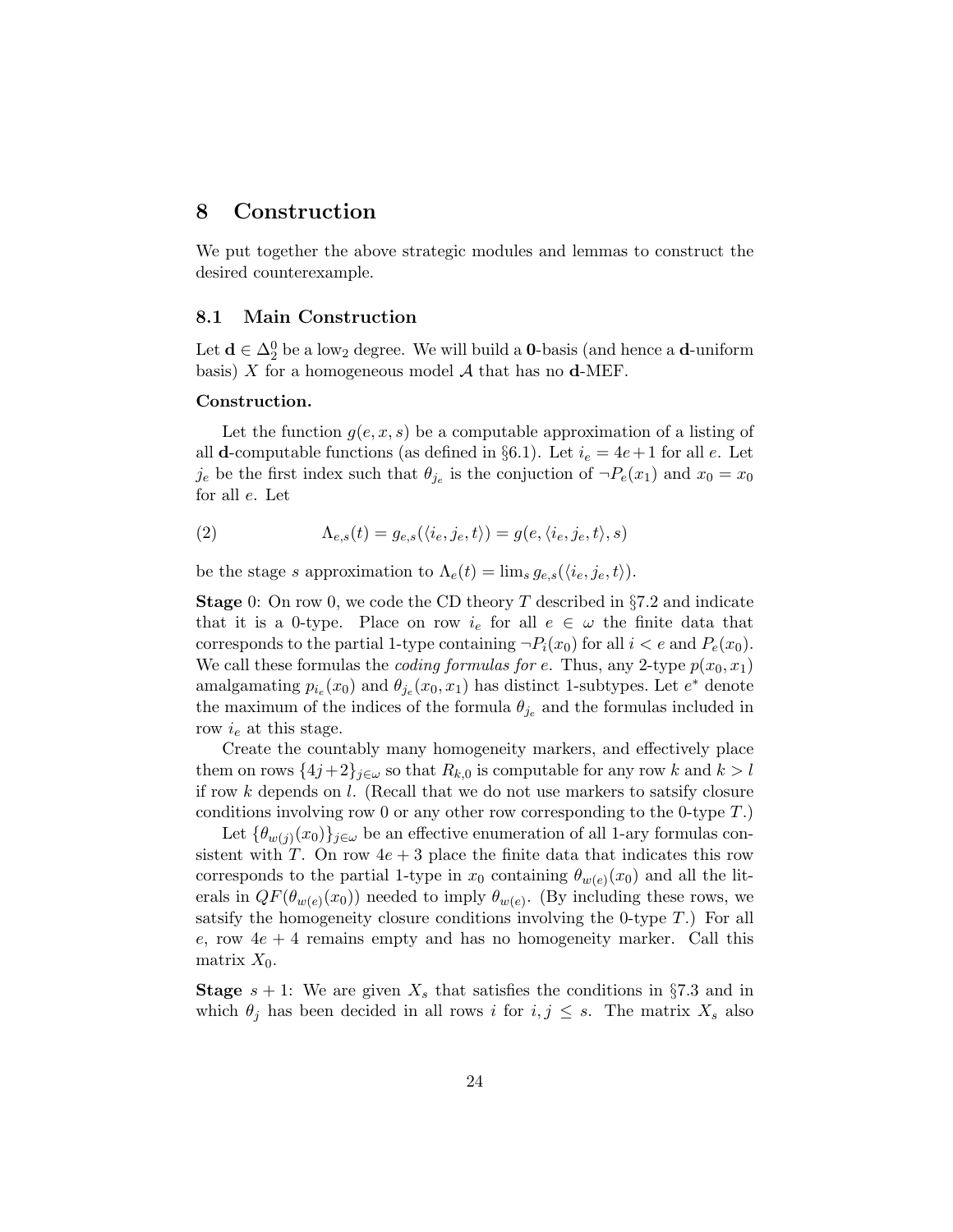# 8 Construction

We put together the above strategic modules and lemmas to construct the desired counterexample.

## 8.1 Main Construction

Let $\mathbf{d} \in \Delta^0_2$ be a low$_2$ degree. We will build a $\mathbf{0}$-basis (and hence a $\mathbf{d}$-uniform basis) $X$ for a homogeneous model $\mathcal{A}$ that has no $\mathbf{d}$-MEF.

**Construction.**

Let the function $g(e, x, s)$ be a computable approximation of a listing of all $\mathbf{d}$-computable functions (as defined in §6.1). Let $i_e = 4e+1$ for all $e$. Let $j_e$ be the first index such that $\theta_{j_e}$ is the conjuction of $\neg P_e(x_1)$ and $x_0 = x_0$ for all $e$. Let

$$\Lambda_{e,s}(t) = g_{e,s}(\langle i_e, j_e, t\rangle) = g(e, \langle i_e, j_e, t\rangle, s) \tag{2}$$

be the stage $s$ approximation to $\Lambda_e(t) = \lim_s g_{e,s}(\langle i_e, j_e, t\rangle)$.

**Stage** 0: On row 0, we code the CD theory $T$ described in §7.2 and indicate that it is a 0-type. Place on row $i_e$ for all $e \in \omega$ the finite data that corresponds to the partial 1-type containing $\neg P_i(x_0)$ for all $i < e$ and $P_e(x_0)$. We call these formulas the *coding formulas for* $e$. Thus, any 2-type $p(x_0, x_1)$ amalgamating $p_{i_e}(x_0)$ and $\theta_{j_e}(x_0, x_1)$ has distinct 1-subtypes. Let $e^*$ denote the maximum of the indices of the formula $\theta_{j_e}$ and the formulas included in row $i_e$ at this stage.

Create the countably many homogeneity markers, and effectively place them on rows $\{4j+2\}_{j\in\omega}$ so that $R_{k,0}$ is computable for any row $k$ and $k > l$ if row $k$ depends on $l$. (Recall that we do not use markers to satsify closure conditions involving row 0 or any other row corresponding to the 0-type $T$.)

Let $\{\theta_{w(j)}(x_0)\}_{j\in\omega}$ be an effective enumeration of all 1-ary formulas consistent with $T$. On row $4e+3$ place the finite data that indicates this row corresponds to the partial 1-type in $x_0$ containing $\theta_{w(e)}(x_0)$ and all the literals in $QF(\theta_{w(e)}(x_0))$ needed to imply $\theta_{w(e)}$. (By including these rows, we satsify the homogeneity closure conditions involving the 0-type $T$.) For all $e$, row $4e+4$ remains empty and has no homogeneity marker. Call this matrix $X_0$.

**Stage** $s+1$: We are given $X_s$ that satisfies the conditions in §7.3 and in which $\theta_j$ has been decided in all rows $i$ for $i, j \leq s$. The matrix $X_s$ also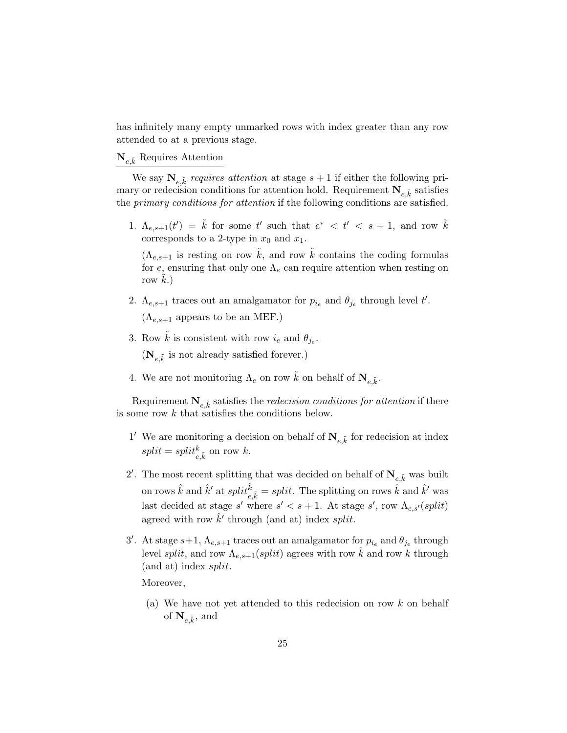has infinitely many empty unmarked rows with index greater than any row attended to at a previous stage.

<u>$\mathbf{N}_{e,\tilde{k}}$ Requires Attention</u>

We say $\mathbf{N}_{e,\tilde{k}}$ *requires attention* at stage $s+1$ if either the following primary or redecision conditions for attention hold. Requirement $\mathbf{N}_{e,\tilde{k}}$ satisfies the *primary conditions for attention* if the following conditions are satisfied.

1. $\Lambda_{e,s+1}(t') = \tilde{k}$ for some $t'$ such that $e^* < t' < s+1$, and row $\tilde{k}$ corresponds to a 2-type in $x_0$ and $x_1$.

   ($\Lambda_{e,s+1}$ is resting on row $\tilde{k}$, and row $\tilde{k}$ contains the coding formulas for $e$, ensuring that only one $\Lambda_e$ can require attention when resting on row $\tilde{k}$.)

2. $\Lambda_{e,s+1}$ traces out an amalgamator for $p_{i_e}$ and $\theta_{j_e}$ through level $t'$.

   ($\Lambda_{e,s+1}$ appears to be an MEF.)

3. Row $\tilde{k}$ is consistent with row $i_e$ and $\theta_{j_e}$.

   ($\mathbf{N}_{e,\tilde{k}}$ is not already satisfied forever.)

4. We are not monitoring $\Lambda_e$ on row $\tilde{k}$ on behalf of $\mathbf{N}_{e,\tilde{k}}$.

Requirement $\mathbf{N}_{e,\tilde{k}}$ satisfies the *redecision conditions for attention* if there is some row $k$ that satisfies the conditions below.

1$'$ We are monitoring a decision on behalf of $\mathbf{N}_{e,\tilde{k}}$ for redecision at index $split = split^k_{e,\tilde{k}}$ on row $k$.

2$'$. The most recent splitting that was decided on behalf of $\mathbf{N}_{e,\tilde{k}}$ was built on rows $\hat{k}$ and $\hat{k}'$ at $split^{\hat{k}}_{e,\tilde{k}} = split$. The splitting on rows $\hat{k}$ and $\hat{k}'$ was last decided at stage $s'$ where $s' < s+1$. At stage $s'$, row $\Lambda_{e,s'}(split)$ agreed with row $\hat{k}'$ through (and at) index $split$.

3$'$. At stage $s+1$, $\Lambda_{e,s+1}$ traces out an amalgamator for $p_{i_e}$ and $\theta_{j_e}$ through level $split$, and row $\Lambda_{e,s+1}(split)$ agrees with row $\hat{k}$ and row $k$ through (and at) index $split$.

   Moreover,

   (a) We have not yet attended to this redecision on row $k$ on behalf of $\mathbf{N}_{e,\tilde{k}}$, and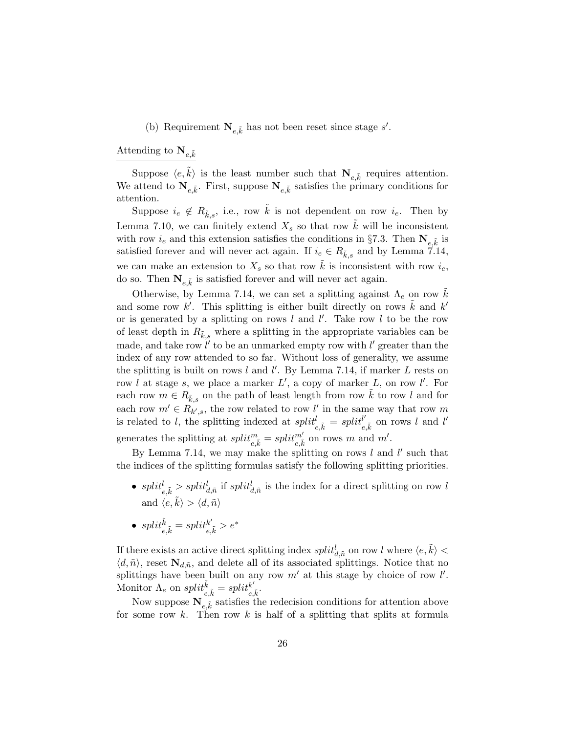(b) Requirement $\mathbf{N}_{e,\tilde{k}}$ has not been reset since stage $s'$.

Attending to $\mathbf{N}_{e,\tilde{k}}$

Suppose $\langle e, \tilde{k}\rangle$ is the least number such that $\mathbf{N}_{e,\tilde{k}}$ requires attention. We attend to $\mathbf{N}_{e,\tilde{k}}$. First, suppose $\mathbf{N}_{e,\tilde{k}}$ satisfies the primary conditions for attention.

Suppose $i_e \notin R_{\tilde{k},s}$, i.e., row $\tilde{k}$ is not dependent on row $i_e$. Then by Lemma 7.10, we can finitely extend $X_s$ so that row $\tilde{k}$ will be inconsistent with row $i_e$ and this extension satisfies the conditions in §7.3. Then $\mathbf{N}_{e,\tilde{k}}$ is satisfied forever and will never act again. If $i_e \in R_{\tilde{k},s}$ and by Lemma 7.14, we can make an extension to $X_s$ so that row $\tilde{k}$ is inconsistent with row $i_e$, do so. Then $\mathbf{N}_{e,\tilde{k}}$ is satisfied forever and will never act again.

Otherwise, by Lemma 7.14, we can set a splitting against $\Lambda_e$ on row $\tilde{k}$ and some row $k'$. This splitting is either built directly on rows $\tilde{k}$ and $k'$ or is generated by a splitting on rows $l$ and $l'$. Take row $l$ to be the row of least depth in $R_{\tilde{k},s}$ where a splitting in the appropriate variables can be made, and take row $l'$ to be an unmarked empty row with $l'$ greater than the index of any row attended to so far. Without loss of generality, we assume the splitting is built on rows $l$ and $l'$. By Lemma 7.14, if marker $L$ rests on row $l$ at stage $s$, we place a marker $L'$, a copy of marker $L$, on row $l'$. For each row $m \in R_{\tilde{k},s}$ on the path of least length from row $\tilde{k}$ to row $l$ and for each row $m' \in R_{k',s}$, the row related to row $l'$ in the same way that row $m$ is related to $l$, the splitting indexed at $split^{l}_{e,\tilde{k}} = split^{l'}_{e,\tilde{k}}$ on rows $l$ and $l'$ generates the splitting at $split^{m}_{e,\tilde{k}} = split^{m'}_{e,\tilde{k}}$ on rows $m$ and $m'$.

By Lemma 7.14, we may make the splitting on rows $l$ and $l'$ such that the indices of the splitting formulas satisfy the following splitting priorities.

- $split^{l}_{e,\tilde{k}} > split^{l}_{d,\tilde{n}}$ if $split^{l}_{d,\tilde{n}}$ is the index for a direct splitting on row $l$ and $\langle e, \tilde{k}\rangle > \langle d, \tilde{n}\rangle$
- $split^{\tilde{k}}_{e,\tilde{k}} = split^{k'}_{e,\tilde{k}} > e^*$

If there exists an active direct splitting index $split^{l}_{d,\tilde{n}}$ on row $l$ where $\langle e, \tilde{k}\rangle < \langle d, \tilde{n}\rangle$, reset $\mathbf{N}_{d,\tilde{n}}$, and delete all of its associated splittings. Notice that no splittings have been built on any row $m'$ at this stage by choice of row $l'$. Monitor $\Lambda_e$ on $split^{\tilde{k}}_{e,\tilde{k}} = split^{k'}_{e,\tilde{k}}$.

Now suppose $\mathbf{N}_{e,\tilde{k}}$ satisfies the redecision conditions for attention above for some row $k$. Then row $k$ is half of a splitting that splits at formula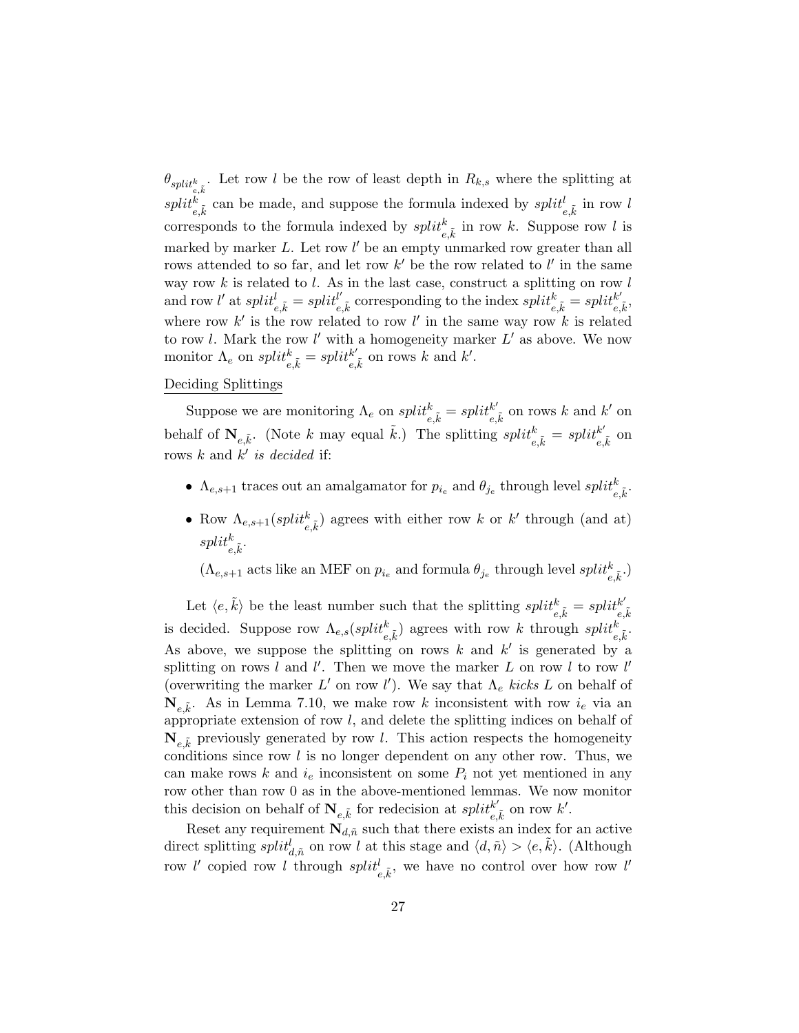$\theta_{split^k_{e,\tilde{k}}}$. Let row $l$ be the row of least depth in $R_{k,s}$ where the splitting at $split^k_{e,\tilde{k}}$ can be made, and suppose the formula indexed by $split^l_{e,\tilde{k}}$ in row $l$ corresponds to the formula indexed by $split^k_{e,\tilde{k}}$ in row $k$. Suppose row $l$ is marked by marker $L$. Let row $l'$ be an empty unmarked row greater than all rows attended to so far, and let row $k'$ be the row related to $l'$ in the same way row $k$ is related to $l$. As in the last case, construct a splitting on row $l$ and row $l'$ at $split^l_{e,\tilde{k}} = split^{l'}_{e,\tilde{k}}$ corresponding to the index $split^k_{e,\tilde{k}} = split^{k'}_{e,\tilde{k}}$, where row $k'$ is the row related to row $l'$ in the same way row $k$ is related to row $l$. Mark the row $l'$ with a homogeneity marker $L'$ as above. We now monitor $\Lambda_e$ on $split^k_{e,\tilde{k}} = split^{k'}_{e,\tilde{k}}$ on rows $k$ and $k'$.

<u>Deciding Splittings</u>

Suppose we are monitoring $\Lambda_e$ on $split^k_{e,\tilde{k}} = split^{k'}_{e,\tilde{k}}$ on rows $k$ and $k'$ on behalf of $\mathbf{N}_{e,\tilde{k}}$. (Note $k$ may equal $\tilde{k}$.) The splitting $split^k_{e,\tilde{k}} = split^{k'}_{e,\tilde{k}}$ on rows $k$ and $k'$ *is decided* if:

- $\Lambda_{e,s+1}$ traces out an amalgamator for $p_{i_e}$ and $\theta_{j_e}$ through level $split^k_{e,\tilde{k}}$.
- Row $\Lambda_{e,s+1}(split^k_{e,\tilde{k}})$ agrees with either row $k$ or $k'$ through (and at) $split^k_{e,\tilde{k}}$.

  ($\Lambda_{e,s+1}$ acts like an MEF on $p_{i_e}$ and formula $\theta_{j_e}$ through level $split^k_{e,\tilde{k}}$.)

Let $\langle e, \tilde{k}\rangle$ be the least number such that the splitting $split^k_{e,\tilde{k}} = split^{k'}_{e,\tilde{k}}$ is decided. Suppose row $\Lambda_{e,s}(split^k_{e,\tilde{k}})$ agrees with row $k$ through $split^k_{e,\tilde{k}}$. As above, we suppose the splitting on rows $k$ and $k'$ is generated by a splitting on rows $l$ and $l'$. Then we move the marker $L$ on row $l$ to row $l'$ (overwriting the marker $L'$ on row $l'$). We say that $\Lambda_e$ *kicks* $L$ on behalf of $\mathbf{N}_{e,\tilde{k}}$. As in Lemma 7.10, we make row $k$ inconsistent with row $i_e$ via an appropriate extension of row $l$, and delete the splitting indices on behalf of $\mathbf{N}_{e,\tilde{k}}$ previously generated by row $l$. This action respects the homogeneity conditions since row $l$ is no longer dependent on any other row. Thus, we can make rows $k$ and $i_e$ inconsistent on some $P_i$ not yet mentioned in any row other than row 0 as in the above-mentioned lemmas. We now monitor this decision on behalf of $\mathbf{N}_{e,\tilde{k}}$ for redecision at $split^{k'}_{e,\tilde{k}}$ on row $k'$.

Reset any requirement $\mathbf{N}_{d,\tilde{n}}$ such that there exists an index for an active direct splitting $split^l_{d,\tilde{n}}$ on row $l$ at this stage and $\langle d, \tilde{n}\rangle > \langle e, \tilde{k}\rangle$. (Although row $l'$ copied row $l$ through $split^l_{e,\tilde{k}}$, we have no control over how row $l'$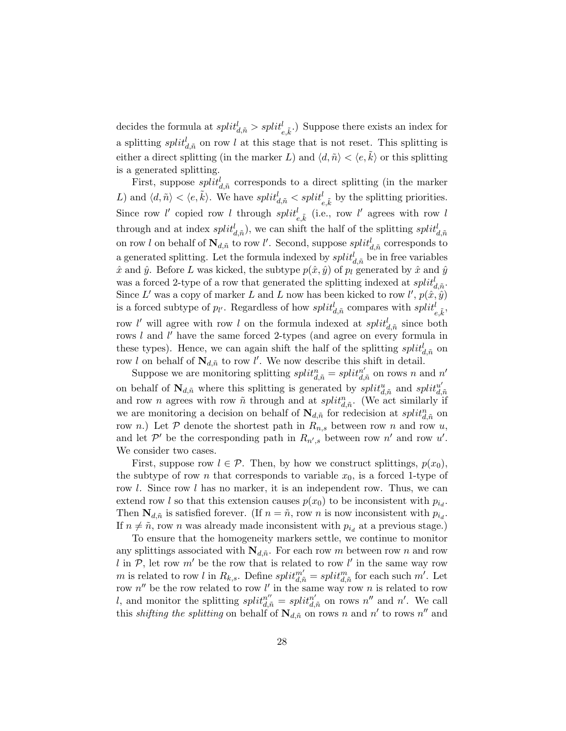decides the formula at $split^l_{d,\tilde{n}} > split^l_{e,\tilde{k}}$.) Suppose there exists an index for a splitting $split^l_{d,\tilde{n}}$ on row $l$ at this stage that is not reset. This splitting is either a direct splitting (in the marker $L$) and $\langle d, \tilde{n}\rangle < \langle e, \tilde{k}\rangle$ or this splitting is a generated splitting.

First, suppose $split^l_{d,\tilde{n}}$ corresponds to a direct splitting (in the marker $L$) and $\langle d, \tilde{n}\rangle < \langle e, \tilde{k}\rangle$. We have $split^l_{d,\tilde{n}} < split^l_{e,\tilde{k}}$ by the splitting priorities. Since row $l'$ copied row $l$ through $split^l_{e,\tilde{k}}$ (i.e., row $l'$ agrees with row $l$ through and at index $split^l_{d,\tilde{n}}$), we can shift the half of the splitting $split^l_{d,\tilde{n}}$ on row $l$ on behalf of $\mathbf{N}_{d,\tilde{n}}$ to row $l'$. Second, suppose $split^l_{d,\tilde{n}}$ corresponds to a generated splitting. Let the formula indexed by $split^l_{d,\tilde{n}}$ be in free variables $\hat{x}$ and $\hat{y}$. Before $L$ was kicked, the subtype $p(\hat{x}, \hat{y})$ of $p_l$ generated by $\hat{x}$ and $\hat{y}$ was a forced 2-type of a row that generated the splitting indexed at $split^l_{d,\tilde{n}}$. Since $L'$ was a copy of marker $L$ and $L$ now has been kicked to row $l'$, $p(\hat{x}, \hat{y})$ is a forced subtype of $p_{l'}$. Regardless of how $split^l_{d,\tilde{n}}$ compares with $split^l_{e,\tilde{k}}$, row $l'$ will agree with row $l$ on the formula indexed at $split^l_{d,\tilde{n}}$ since both rows $l$ and $l'$ have the same forced 2-types (and agree on every formula in these types). Hence, we can again shift the half of the splitting $split^l_{d,\tilde{n}}$ on row $l$ on behalf of $\mathbf{N}_{d,\tilde{n}}$ to row $l'$. We now describe this shift in detail.

Suppose we are monitoring splitting $split^n_{d,\tilde{n}} = split^{n'}_{d,\tilde{n}}$ on rows $n$ and $n'$ on behalf of $\mathbf{N}_{d,\tilde{n}}$ where this splitting is generated by $split^u_{d,\tilde{n}}$ and $split^{u'}_{d,\tilde{n}}$ and row $n$ agrees with row $\tilde{n}$ through and at $split^n_{d,\tilde{n}}$. (We act similarly if we are monitoring a decision on behalf of $\mathbf{N}_{d,\tilde{n}}$ for redecision at $split^n_{d,\tilde{n}}$ on row $n$.) Let $\mathcal{P}$ denote the shortest path in $R_{n,s}$ between row $n$ and row $u$, and let $\mathcal{P}'$ be the corresponding path in $R_{n',s}$ between row $n'$ and row $u'$. We consider two cases.

First, suppose row $l \in \mathcal{P}$. Then, by how we construct splittings, $p(x_0)$, the subtype of row $n$ that corresponds to variable $x_0$, is a forced 1-type of row $l$. Since row $l$ has no marker, it is an independent row. Thus, we can extend row $l$ so that this extension causes $p(x_0)$ to be inconsistent with $p_{i_d}$. Then $\mathbf{N}_{d,\tilde{n}}$ is satisfied forever. (If $n = \tilde{n}$, row $n$ is now inconsistent with $p_{i_d}$. If $n \neq \tilde{n}$, row $n$ was already made inconsistent with $p_{i_d}$ at a previous stage.)

To ensure that the homogeneity markers settle, we continue to monitor any splittings associated with $\mathbf{N}_{d,\tilde{n}}$. For each row $m$ between row $n$ and row $l$ in $\mathcal{P}$, let row $m'$ be the row that is related to row $l'$ in the same way row $m$ is related to row $l$ in $R_{k,s}$. Define $split^{m'}_{d,\tilde{n}} = split^m_{d,\tilde{n}}$ for each such $m'$. Let row $n''$ be the row related to row $l'$ in the same way row $n$ is related to row $l$, and monitor the splitting $split^{n''}_{d,\tilde{n}} = split^{n'}_{d,\tilde{n}}$ on rows $n''$ and $n'$. We call this *shifting the splitting* on behalf of $\mathbf{N}_{d,\tilde{n}}$ on rows $n$ and $n'$ to rows $n''$ and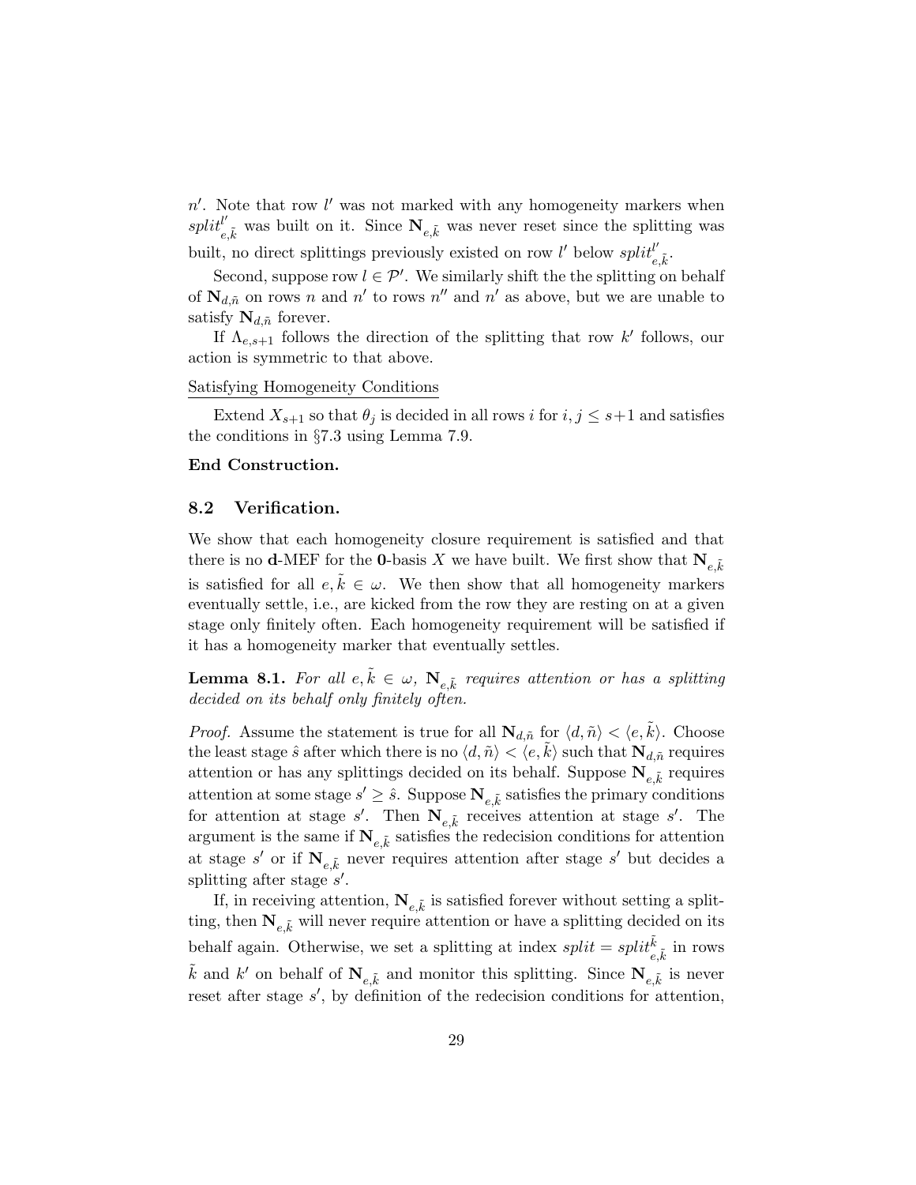$n'$. Note that row $l'$ was not marked with any homogeneity markers when $split^{l'}_{e,\tilde{k}}$ was built on it. Since $\mathbf{N}_{e,\tilde{k}}$ was never reset since the splitting was built, no direct splittings previously existed on row $l'$ below $split^{l'}_{e,\tilde{k}}$.

Second, suppose row $l \in \mathcal{P}'$. We similarly shift the the splitting on behalf of $\mathbf{N}_{d,\tilde{n}}$ on rows $n$ and $n'$ to rows $n''$ and $n'$ as above, but we are unable to satisfy $\mathbf{N}_{d,\tilde{n}}$ forever.

If $\Lambda_{e,s+1}$ follows the direction of the splitting that row $k'$ follows, our action is symmetric to that above.

Satisfying Homogeneity Conditions

Extend $X_{s+1}$ so that $\theta_j$ is decided in all rows $i$ for $i, j \leq s+1$ and satisfies the conditions in §7.3 using Lemma 7.9.

**End Construction.**

## 8.2 Verification.

We show that each homogeneity closure requirement is satisfied and that there is no $\mathbf{d}$-MEF for the $\mathbf{0}$-basis $X$ we have built. We first show that $\mathbf{N}_{e,\tilde{k}}$ is satisfied for all $e, \tilde{k} \in \omega$. We then show that all homogeneity markers eventually settle, i.e., are kicked from the row they are resting on at a given stage only finitely often. Each homogeneity requirement will be satisfied if it has a homogeneity marker that eventually settles.

**Lemma 8.1.** *For all $e, \tilde{k} \in \omega$, $\mathbf{N}_{e,\tilde{k}}$ requires attention or has a splitting decided on its behalf only finitely often.*

*Proof.* Assume the statement is true for all $\mathbf{N}_{d,\tilde{n}}$ for $\langle d, \tilde{n}\rangle < \langle e, \tilde{k}\rangle$. Choose the least stage $\hat{s}$ after which there is no $\langle d, \tilde{n}\rangle < \langle e, \tilde{k}\rangle$ such that $\mathbf{N}_{d,\tilde{n}}$ requires attention or has any splittings decided on its behalf. Suppose $\mathbf{N}_{e,\tilde{k}}$ requires attention at some stage $s' \geq \hat{s}$. Suppose $\mathbf{N}_{e,\tilde{k}}$ satisfies the primary conditions for attention at stage $s'$. Then $\mathbf{N}_{e,\tilde{k}}$ receives attention at stage $s'$. The argument is the same if $\mathbf{N}_{e,\tilde{k}}$ satisfies the redecision conditions for attention at stage $s'$ or if $\mathbf{N}_{e,\tilde{k}}$ never requires attention after stage $s'$ but decides a splitting after stage $s'$.

If, in receiving attention, $\mathbf{N}_{e,\tilde{k}}$ is satisfied forever without setting a splitting, then $\mathbf{N}_{e,\tilde{k}}$ will never require attention or have a splitting decided on its behalf again. Otherwise, we set a splitting at index $split = split^{\tilde{k}}_{e,\tilde{k}}$ in rows $\tilde{k}$ and $k'$ on behalf of $\mathbf{N}_{e,\tilde{k}}$ and monitor this splitting. Since $\mathbf{N}_{e,\tilde{k}}$ is never reset after stage $s'$, by definition of the redecision conditions for attention,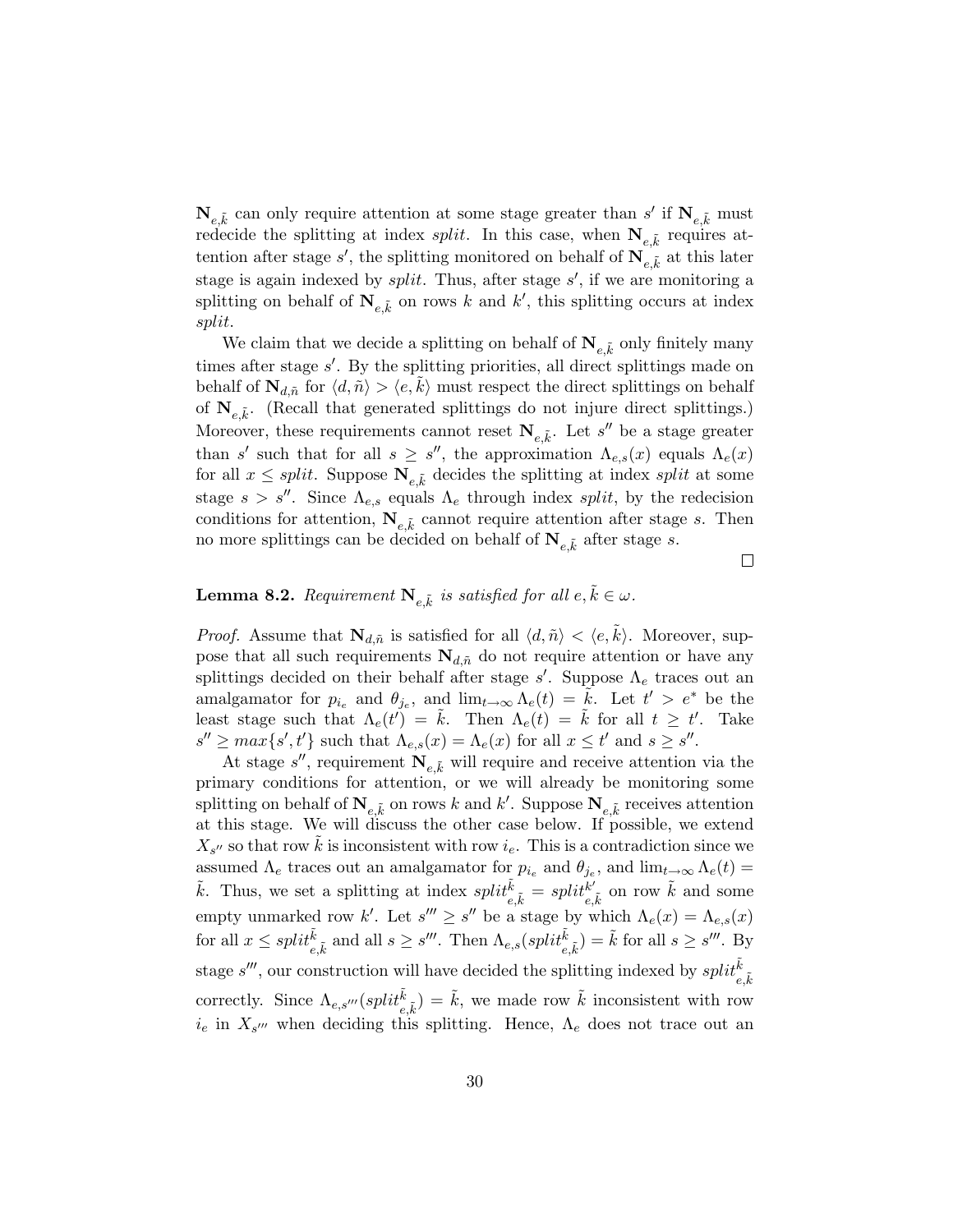$\mathbf{N}_{e,\tilde{k}}$ can only require attention at some stage greater than $s'$ if $\mathbf{N}_{e,\tilde{k}}$ must redecide the splitting at index *split*. In this case, when $\mathbf{N}_{e,\tilde{k}}$ requires attention after stage $s'$, the splitting monitored on behalf of $\mathbf{N}_{e,\tilde{k}}$ at this later stage is again indexed by *split*. Thus, after stage $s'$, if we are monitoring a splitting on behalf of $\mathbf{N}_{e,\tilde{k}}$ on rows $k$ and $k'$, this splitting occurs at index *split*.

We claim that we decide a splitting on behalf of $\mathbf{N}_{e,\tilde{k}}$ only finitely many times after stage $s'$. By the splitting priorities, all direct splittings made on behalf of $\mathbf{N}_{d,\tilde{n}}$ for $\langle d, \tilde{n}\rangle > \langle e, \tilde{k}\rangle$ must respect the direct splittings on behalf of $\mathbf{N}_{e,\tilde{k}}$. (Recall that generated splittings do not injure direct splittings.) Moreover, these requirements cannot reset $\mathbf{N}_{e,\tilde{k}}$. Let $s''$ be a stage greater than $s'$ such that for all $s \geq s''$, the approximation $\Lambda_{e,s}(x)$ equals $\Lambda_e(x)$ for all $x \leq split$. Suppose $\mathbf{N}_{e,\tilde{k}}$ decides the splitting at index *split* at some stage $s > s''$. Since $\Lambda_{e,s}$ equals $\Lambda_e$ through index *split*, by the redecision conditions for attention, $\mathbf{N}_{e,\tilde{k}}$ cannot require attention after stage $s$. Then no more splittings can be decided on behalf of $\mathbf{N}_{e,\tilde{k}}$ after stage $s$.

□

**Lemma 8.2.** *Requirement $\mathbf{N}_{e,\tilde{k}}$ is satisfied for all $e, \tilde{k} \in \omega$.*

*Proof.* Assume that $\mathbf{N}_{d,\tilde{n}}$ is satisfied for all $\langle d, \tilde{n}\rangle < \langle e, \tilde{k}\rangle$. Moreover, suppose that all such requirements $\mathbf{N}_{d,\tilde{n}}$ do not require attention or have any splittings decided on their behalf after stage $s'$. Suppose $\Lambda_e$ traces out an amalgamator for $p_{i_e}$ and $\theta_{j_e}$, and $\lim_{t\to\infty} \Lambda_e(t) = \tilde{k}$. Let $t' > e^*$ be the least stage such that $\Lambda_e(t') = \tilde{k}$. Then $\Lambda_e(t) = \tilde{k}$ for all $t \geq t'$. Take $s'' \geq max\{s', t'\}$ such that $\Lambda_{e,s}(x) = \Lambda_e(x)$ for all $x \leq t'$ and $s \geq s''$.

At stage $s''$, requirement $\mathbf{N}_{e,\tilde{k}}$ will require and receive attention via the primary conditions for attention, or we will already be monitoring some splitting on behalf of $\mathbf{N}_{e,\tilde{k}}$ on rows $k$ and $k'$. Suppose $\mathbf{N}_{e,\tilde{k}}$ receives attention at this stage. We will discuss the other case below. If possible, we extend $X_{s''}$ so that row $\tilde{k}$ is inconsistent with row $i_e$. This is a contradiction since we assumed $\Lambda_e$ traces out an amalgamator for $p_{i_e}$ and $\theta_{j_e}$, and $\lim_{t\to\infty} \Lambda_e(t) = \tilde{k}$. Thus, we set a splitting at index $split^{\tilde{k}}_{e,\tilde{k}} = split^{k'}_{e,\tilde{k}}$ on row $\tilde{k}$ and some empty unmarked row $k'$. Let $s''' \geq s''$ be a stage by which $\Lambda_e(x) = \Lambda_{e,s}(x)$ for all $x \leq split^{\tilde{k}}_{e,\tilde{k}}$ and all $s \geq s'''$. Then $\Lambda_{e,s}(split^{\tilde{k}}_{e,\tilde{k}}) = \tilde{k}$ for all $s \geq s'''$. By stage $s'''$, our construction will have decided the splitting indexed by $split^{\tilde{k}}_{e,\tilde{k}}$ correctly. Since $\Lambda_{e,s'''}(split^{\tilde{k}}_{e,\tilde{k}}) = \tilde{k}$, we made row $\tilde{k}$ inconsistent with row $i_e$ in $X_{s'''}$ when deciding this splitting. Hence, $\Lambda_e$ does not trace out an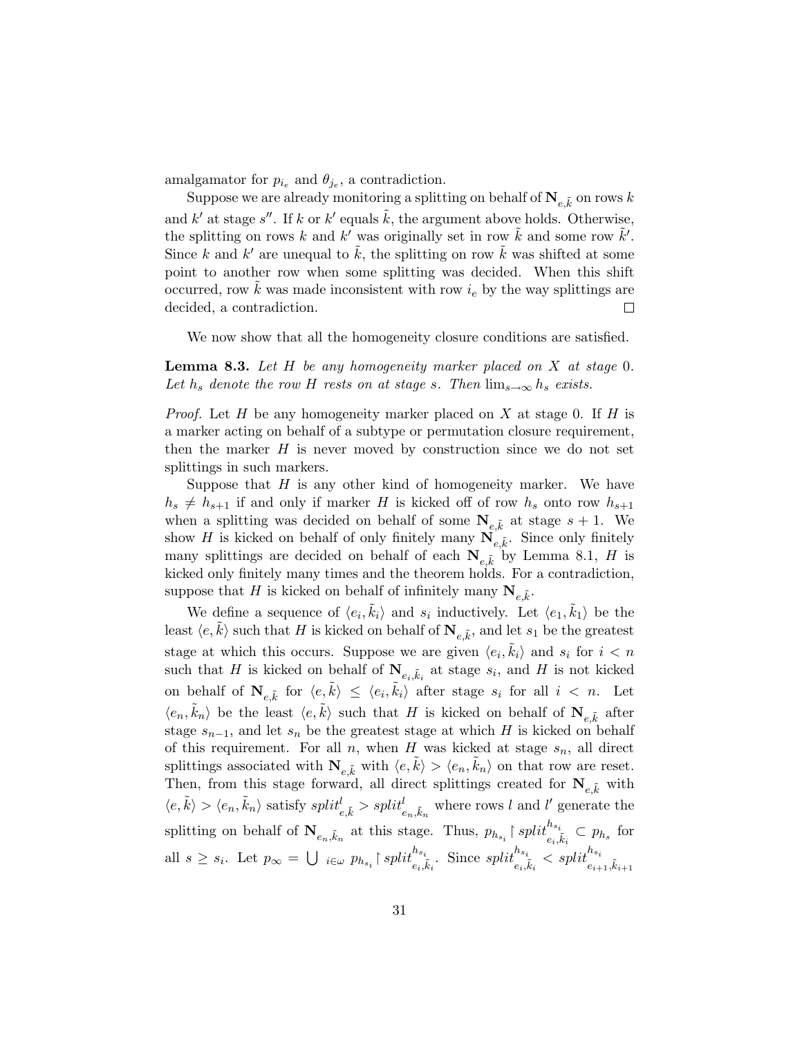amalgamator for $p_{i_e}$ and $\theta_{j_e}$, a contradiction.

Suppose we are already monitoring a splitting on behalf of $\mathbf{N}_{e,\tilde{k}}$ on rows $k$ and $k'$ at stage $s''$. If $k$ or $k'$ equals $\tilde{k}$, the argument above holds. Otherwise, the splitting on rows $k$ and $k'$ was originally set in row $\tilde{k}$ and some row $\tilde{k}'$. Since $k$ and $k'$ are unequal to $\tilde{k}$, the splitting on row $\tilde{k}$ was shifted at some point to another row when some splitting was decided. When this shift occurred, row $\tilde{k}$ was made inconsistent with row $i_e$ by the way splittings are decided, a contradiction. □

We now show that all the homogeneity closure conditions are satisfied.

**Lemma 8.3.** *Let $H$ be any homogeneity marker placed on $X$ at stage 0. Let $h_s$ denote the row $H$ rests on at stage $s$. Then $\lim_{s\to\infty} h_s$ exists.*

*Proof.* Let $H$ be any homogeneity marker placed on $X$ at stage 0. If $H$ is a marker acting on behalf of a subtype or permutation closure requirement, then the marker $H$ is never moved by construction since we do not set splittings in such markers.

Suppose that $H$ is any other kind of homogeneity marker. We have $h_s \neq h_{s+1}$ if and only if marker $H$ is kicked off of row $h_s$ onto row $h_{s+1}$ when a splitting was decided on behalf of some $\mathbf{N}_{e,\tilde{k}}$ at stage $s+1$. We show $H$ is kicked on behalf of only finitely many $\mathbf{N}_{e,\tilde{k}}$. Since only finitely many splittings are decided on behalf of each $\mathbf{N}_{e,\tilde{k}}$ by Lemma 8.1, $H$ is kicked only finitely many times and the theorem holds. For a contradiction, suppose that $H$ is kicked on behalf of infinitely many $\mathbf{N}_{e,\tilde{k}}$.

We define a sequence of $\langle e_i, \tilde{k}_i\rangle$ and $s_i$ inductively. Let $\langle e_1, \tilde{k}_1\rangle$ be the least $\langle e, \tilde{k}\rangle$ such that $H$ is kicked on behalf of $\mathbf{N}_{e,\tilde{k}}$, and let $s_1$ be the greatest stage at which this occurs. Suppose we are given $\langle e_i, \tilde{k}_i\rangle$ and $s_i$ for $i < n$ such that $H$ is kicked on behalf of $\mathbf{N}_{e_i,\tilde{k}_i}$ at stage $s_i$, and $H$ is not kicked on behalf of $\mathbf{N}_{e,\tilde{k}}$ for $\langle e, \tilde{k}\rangle \leq \langle e_i, \tilde{k}_i\rangle$ after stage $s_i$ for all $i < n$. Let $\langle e_n, \tilde{k}_n\rangle$ be the least $\langle e, \tilde{k}\rangle$ such that $H$ is kicked on behalf of $\mathbf{N}_{e,\tilde{k}}$ after stage $s_{n-1}$, and let $s_n$ be the greatest stage at which $H$ is kicked on behalf of this requirement. For all $n$, when $H$ was kicked at stage $s_n$, all direct splittings associated with $\mathbf{N}_{e,\tilde{k}}$ with $\langle e, \tilde{k}\rangle > \langle e_n, \tilde{k}_n\rangle$ on that row are reset. Then, from this stage forward, all direct splittings created for $\mathbf{N}_{e,\tilde{k}}$ with $\langle e, \tilde{k}\rangle > \langle e_n, \tilde{k}_n\rangle$ satisfy $split^l_{e,\tilde{k}} > split^l_{e_n,\tilde{k}_n}$ where rows $l$ and $l'$ generate the splitting on behalf of $\mathbf{N}_{e_n,\tilde{k}_n}$ at this stage. Thus, $p_{h_{s_i}} \restriction split^{h_{s_i}}_{e_i,\tilde{k}_i} \subset p_{h_s}$ for all $s \geq s_i$. Let $p_\infty = \bigcup_{i\in\omega} p_{h_{s_i}} \restriction split^{h_{s_i}}_{e_i,\tilde{k}_i}$. Since $split^{h_{s_i}}_{e_i,\tilde{k}_i} < split^{h_{s_i}}_{e_{i+1},\tilde{k}_{i+1}}$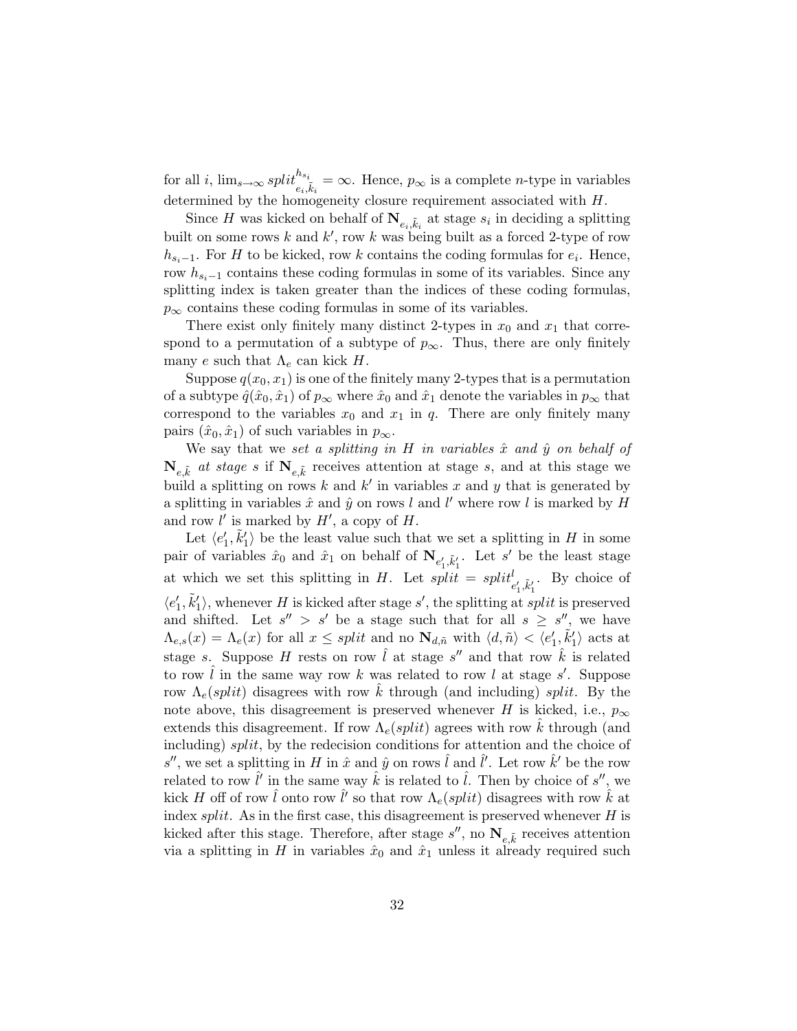for all $i$, $\lim_{s\to\infty} split^{h_{s_i}}_{e_i,\tilde{k}_i} = \infty$. Hence, $p_\infty$ is a complete $n$-type in variables determined by the homogeneity closure requirement associated with $H$.

Since $H$ was kicked on behalf of $\mathbf{N}_{e_i,\tilde{k}_i}$ at stage $s_i$ in deciding a splitting built on some rows $k$ and $k'$, row $k$ was being built as a forced 2-type of row $h_{s_i-1}$. For $H$ to be kicked, row $k$ contains the coding formulas for $e_i$. Hence, row $h_{s_i-1}$ contains these coding formulas in some of its variables. Since any splitting index is taken greater than the indices of these coding formulas, $p_\infty$ contains these coding formulas in some of its variables.

There exist only finitely many distinct 2-types in $x_0$ and $x_1$ that correspond to a permutation of a subtype of $p_\infty$. Thus, there are only finitely many $e$ such that $\Lambda_e$ can kick $H$.

Suppose $q(x_0, x_1)$ is one of the finitely many 2-types that is a permutation of a subtype $\hat{q}(\hat{x}_0, \hat{x}_1)$ of $p_\infty$ where $\hat{x}_0$ and $\hat{x}_1$ denote the variables in $p_\infty$ that correspond to the variables $x_0$ and $x_1$ in $q$. There are only finitely many pairs $(\hat{x}_0, \hat{x}_1)$ of such variables in $p_\infty$.

We say that we *set a splitting in $H$ in variables $\hat{x}$ and $\hat{y}$ on behalf of $\mathbf{N}_{e,\tilde{k}}$ at stage $s$* if $\mathbf{N}_{e,\tilde{k}}$ receives attention at stage $s$, and at this stage we build a splitting on rows $k$ and $k'$ in variables $x$ and $y$ that is generated by a splitting in variables $\hat{x}$ and $\hat{y}$ on rows $l$ and $l'$ where row $l$ is marked by $H$ and row $l'$ is marked by $H'$, a copy of $H$.

Let $\langle e_1', \tilde{k}_1' \rangle$ be the least value such that we set a splitting in $H$ in some pair of variables $\hat{x}_0$ and $\hat{x}_1$ on behalf of $\mathbf{N}_{e_1',\tilde{k}_1'}$. Let $s'$ be the least stage at which we set this splitting in $H$. Let $split = split^l_{e_1',\tilde{k}_1'}$. By choice of $\langle e_1', \tilde{k}_1' \rangle$, whenever $H$ is kicked after stage $s'$, the splitting at $split$ is preserved and shifted. Let $s'' > s'$ be a stage such that for all $s \geq s''$, we have $\Lambda_{e,s}(x) = \Lambda_e(x)$ for all $x \leq split$ and no $\mathbf{N}_{d,\tilde{n}}$ with $\langle d, \tilde{n} \rangle < \langle e_1', \tilde{k}_1' \rangle$ acts at stage $s$. Suppose $H$ rests on row $\hat{l}$ at stage $s''$ and that row $\hat{k}$ is related to row $\hat{l}$ in the same way row $k$ was related to row $l$ at stage $s'$. Suppose row $\Lambda_e(split)$ disagrees with row $\hat{k}$ through (and including) $split$. By the note above, this disagreement is preserved whenever $H$ is kicked, i.e., $p_\infty$ extends this disagreement. If row $\Lambda_e(split)$ agrees with row $\hat{k}$ through (and including) $split$, by the redecision conditions for attention and the choice of $s''$, we set a splitting in $H$ in $\hat{x}$ and $\hat{y}$ on rows $\hat{l}$ and $\hat{l}'$. Let row $\hat{k}'$ be the row related to row $\hat{l}'$ in the same way $\hat{k}$ is related to $\hat{l}$. Then by choice of $s''$, we kick $H$ off of row $\hat{l}$ onto row $\hat{l}'$ so that row $\Lambda_e(split)$ disagrees with row $\hat{k}$ at index $split$. As in the first case, this disagreement is preserved whenever $H$ is kicked after this stage. Therefore, after stage $s''$, no $\mathbf{N}_{e,\tilde{k}}$ receives attention via a splitting in $H$ in variables $\hat{x}_0$ and $\hat{x}_1$ unless it already required such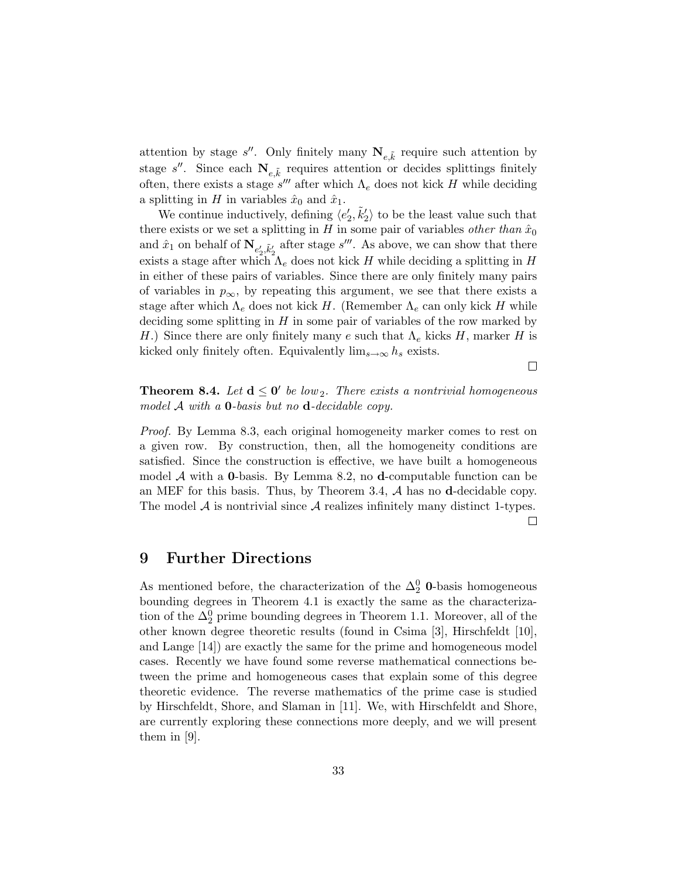attention by stage $s''$. Only finitely many $\mathbf{N}_{e,\tilde{k}}$ require such attention by stage $s''$. Since each $\mathbf{N}_{e,\tilde{k}}$ requires attention or decides splittings finitely often, there exists a stage $s'''$ after which $\Lambda_e$ does not kick $H$ while deciding a splitting in $H$ in variables $\hat{x}_0$ and $\hat{x}_1$.

We continue inductively, defining $\langle e_2', \tilde{k}_2' \rangle$ to be the least value such that there exists or we set a splitting in $H$ in some pair of variables *other than* $\hat{x}_0$ and $\hat{x}_1$ on behalf of $\mathbf{N}_{e_2',\tilde{k}_2'}$ after stage $s'''$. As above, we can show that there exists a stage after which $\Lambda_e$ does not kick $H$ while deciding a splitting in $H$ in either of these pairs of variables. Since there are only finitely many pairs of variables in $p_\infty$, by repeating this argument, we see that there exists a stage after which $\Lambda_e$ does not kick $H$. (Remember $\Lambda_e$ can only kick $H$ while deciding some splitting in $H$ in some pair of variables of the row marked by $H$.) Since there are only finitely many $e$ such that $\Lambda_e$ kicks $H$, marker $H$ is kicked only finitely often. Equivalently $\lim_{s\to\infty} h_s$ exists.

□

**Theorem 8.4.** *Let $\mathbf{d} \leq \mathbf{0}'$ be low$_2$. There exists a nontrivial homogeneous model $\mathcal{A}$ with a $\mathbf{0}$-basis but no $\mathbf{d}$-decidable copy.*

*Proof.* By Lemma 8.3, each original homogeneity marker comes to rest on a given row. By construction, then, all the homogeneity conditions are satisfied. Since the construction is effective, we have built a homogeneous model $\mathcal{A}$ with a $\mathbf{0}$-basis. By Lemma 8.2, no $\mathbf{d}$-computable function can be an MEF for this basis. Thus, by Theorem 3.4, $\mathcal{A}$ has no $\mathbf{d}$-decidable copy. The model $\mathcal{A}$ is nontrivial since $\mathcal{A}$ realizes infinitely many distinct 1-types.

□

## 9 Further Directions

As mentioned before, the characterization of the $\Delta_2^0$ $\mathbf{0}$-basis homogeneous bounding degrees in Theorem 4.1 is exactly the same as the characterization of the $\Delta_2^0$ prime bounding degrees in Theorem 1.1. Moreover, all of the other known degree theoretic results (found in Csima [3], Hirschfeldt [10], and Lange [14]) are exactly the same for the prime and homogeneous model cases. Recently we have found some reverse mathematical connections between the prime and homogeneous cases that explain some of this degree theoretic evidence. The reverse mathematics of the prime case is studied by Hirschfeldt, Shore, and Slaman in [11]. We, with Hirschfeldt and Shore, are currently exploring these connections more deeply, and we will present them in [9].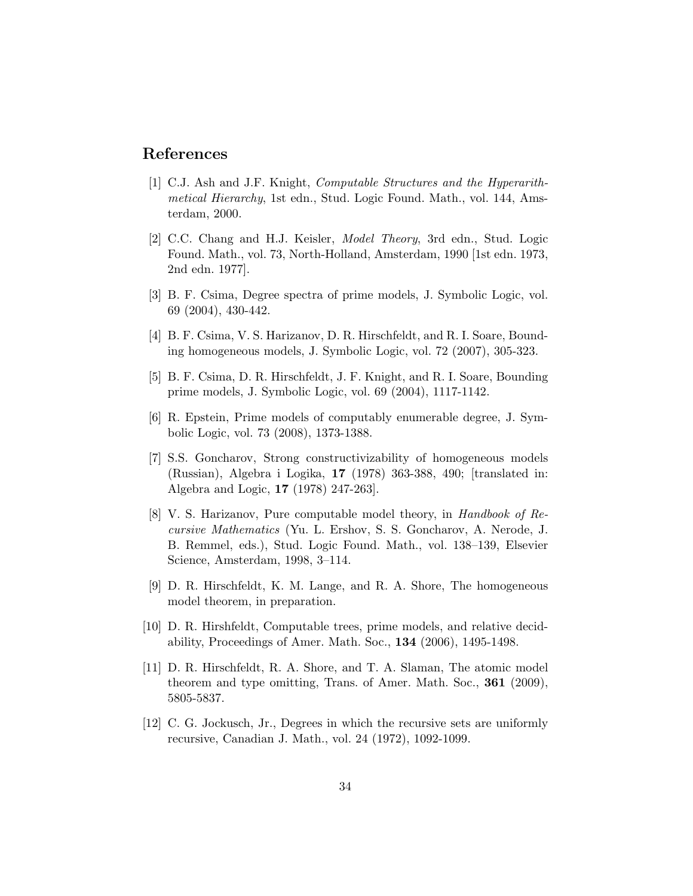## References

[1] C.J. Ash and J.F. Knight, *Computable Structures and the Hyperarithmetical Hierarchy*, 1st edn., Stud. Logic Found. Math., vol. 144, Amsterdam, 2000.

[2] C.C. Chang and H.J. Keisler, *Model Theory*, 3rd edn., Stud. Logic Found. Math., vol. 73, North-Holland, Amsterdam, 1990 [1st edn. 1973, 2nd edn. 1977].

[3] B. F. Csima, Degree spectra of prime models, J. Symbolic Logic, vol. 69 (2004), 430-442.

[4] B. F. Csima, V. S. Harizanov, D. R. Hirschfeldt, and R. I. Soare, Bounding homogeneous models, J. Symbolic Logic, vol. 72 (2007), 305-323.

[5] B. F. Csima, D. R. Hirschfeldt, J. F. Knight, and R. I. Soare, Bounding prime models, J. Symbolic Logic, vol. 69 (2004), 1117-1142.

[6] R. Epstein, Prime models of computably enumerable degree, J. Symbolic Logic, vol. 73 (2008), 1373-1388.

[7] S.S. Goncharov, Strong constructivizability of homogeneous models (Russian), Algebra i Logika, **17** (1978) 363-388, 490; [translated in: Algebra and Logic, **17** (1978) 247-263].

[8] V. S. Harizanov, Pure computable model theory, in *Handbook of Recursive Mathematics* (Yu. L. Ershov, S. S. Goncharov, A. Nerode, J. B. Remmel, eds.), Stud. Logic Found. Math., vol. 138–139, Elsevier Science, Amsterdam, 1998, 3–114.

[9] D. R. Hirschfeldt, K. M. Lange, and R. A. Shore, The homogeneous model theorem, in preparation.

[10] D. R. Hirshfeldt, Computable trees, prime models, and relative decidability, Proceedings of Amer. Math. Soc., **134** (2006), 1495-1498.

[11] D. R. Hirschfeldt, R. A. Shore, and T. A. Slaman, The atomic model theorem and type omitting, Trans. of Amer. Math. Soc., **361** (2009), 5805-5837.

[12] C. G. Jockusch, Jr., Degrees in which the recursive sets are uniformly recursive, Canadian J. Math., vol. 24 (1972), 1092-1099.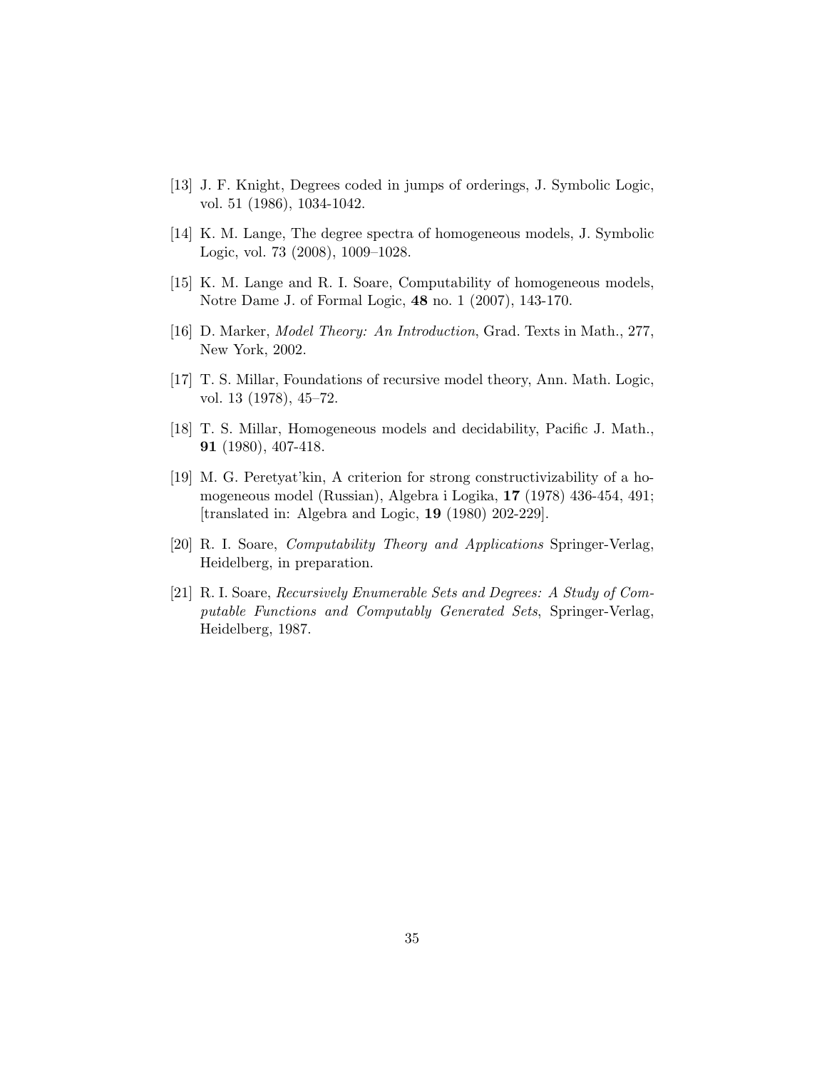[13] J. F. Knight, Degrees coded in jumps of orderings, J. Symbolic Logic, vol. 51 (1986), 1034-1042.

[14] K. M. Lange, The degree spectra of homogeneous models, J. Symbolic Logic, vol. 73 (2008), 1009–1028.

[15] K. M. Lange and R. I. Soare, Computability of homogeneous models, Notre Dame J. of Formal Logic, **48** no. 1 (2007), 143-170.

[16] D. Marker, *Model Theory: An Introduction*, Grad. Texts in Math., 277, New York, 2002.

[17] T. S. Millar, Foundations of recursive model theory, Ann. Math. Logic, vol. 13 (1978), 45–72.

[18] T. S. Millar, Homogeneous models and decidability, Pacific J. Math., **91** (1980), 407-418.

[19] M. G. Peretyat'kin, A criterion for strong constructivizability of a homogeneous model (Russian), Algebra i Logika, **17** (1978) 436-454, 491; [translated in: Algebra and Logic, **19** (1980) 202-229].

[20] R. I. Soare, *Computability Theory and Applications* Springer-Verlag, Heidelberg, in preparation.

[21] R. I. Soare, *Recursively Enumerable Sets and Degrees: A Study of Computable Functions and Computably Generated Sets*, Springer-Verlag, Heidelberg, 1987.